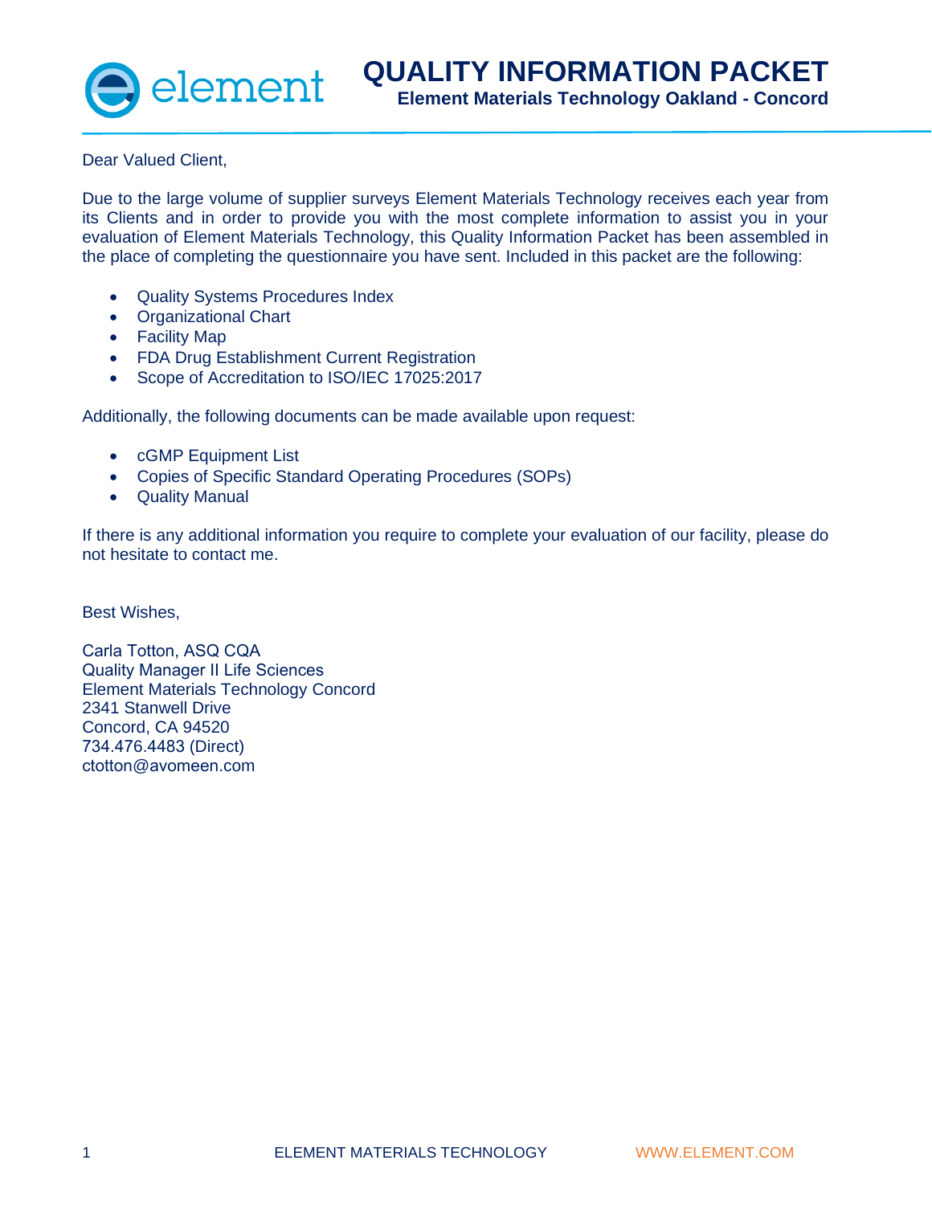# QUALITY INFORMATION PACKET

**Element Materials Technology Oakland - Concord**

Dear Valued Client,

Due to the large volume of supplier surveys Element Materials Technology receives each year from its Clients and in order to provide you with the most complete information to assist you in your evaluation of Element Materials Technology, this Quality Information Packet has been assembled in the place of completing the questionnaire you have sent. Included in this packet are the following:

- Quality Systems Procedures Index
- Organizational Chart
- Facility Map
- FDA Drug Establishment Current Registration
- Scope of Accreditation to ISO/IEC 17025:2017

Additionally, the following documents can be made available upon request:

- cGMP Equipment List
- Copies of Specific Standard Operating Procedures (SOPs)
- Quality Manual

If there is any additional information you require to complete your evaluation of our facility, please do not hesitate to contact me.

Best Wishes,

Carla Totton, ASQ CQA
Quality Manager II Life Sciences
Element Materials Technology Concord
2341 Stanwell Drive
Concord, CA 94520
734.476.4483 (Direct)
ctotton@avomeen.com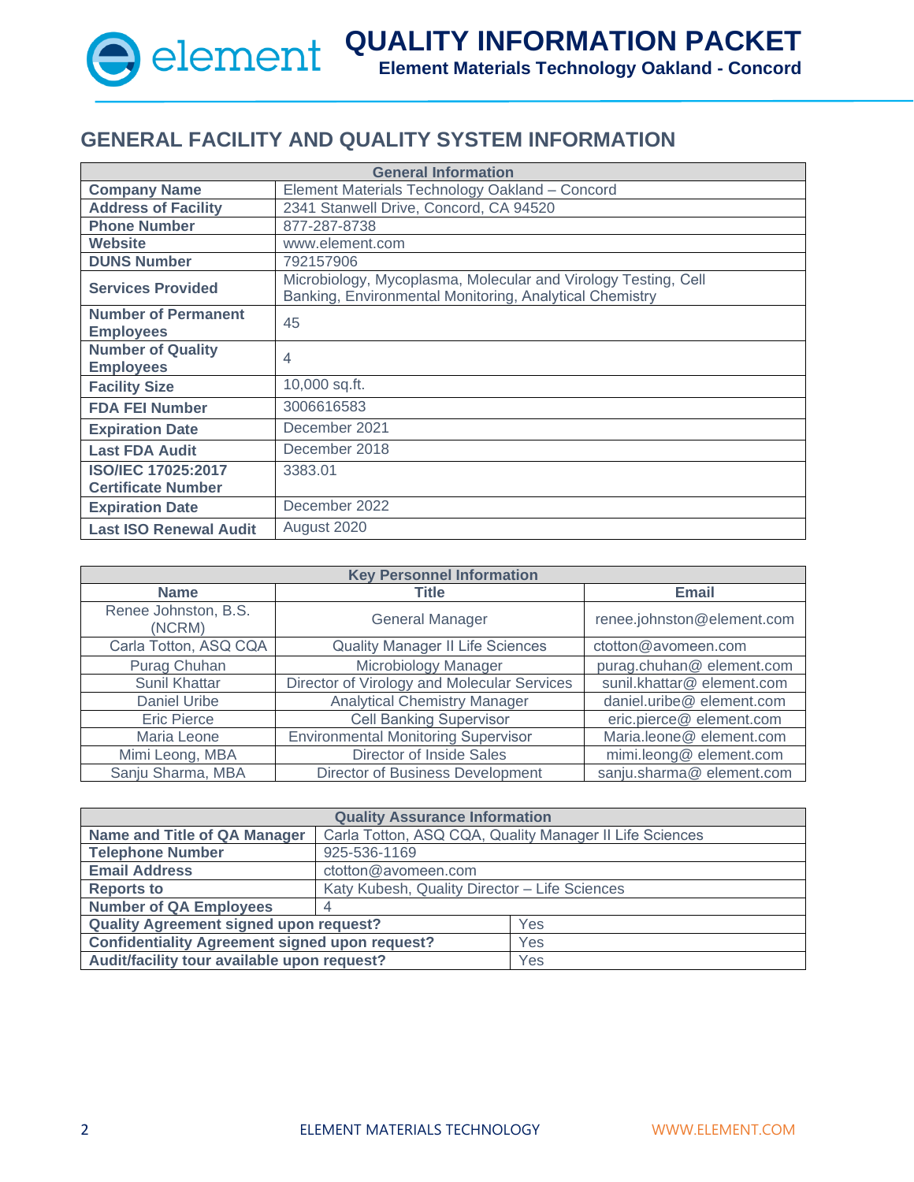# QUALITY INFORMATION PACKET

**Element Materials Technology Oakland - Concord**

## GENERAL FACILITY AND QUALITY SYSTEM INFORMATION

| General Information | |
|---|---|
| **Company Name** | Element Materials Technology Oakland – Concord |
| **Address of Facility** | 2341 Stanwell Drive, Concord, CA 94520 |
| **Phone Number** | 877-287-8738 |
| **Website** | www.element.com |
| **DUNS Number** | 792157906 |
| **Services Provided** | Microbiology, Mycoplasma, Molecular and Virology Testing, Cell Banking, Environmental Monitoring, Analytical Chemistry |
| **Number of Permanent Employees** | 45 |
| **Number of Quality Employees** | 4 |
| **Facility Size** | 10,000 sq.ft. |
| **FDA FEI Number** | 3006616583 |
| **Expiration Date** | December 2021 |
| **Last FDA Audit** | December 2018 |
| **ISO/IEC 17025:2017 Certificate Number** | 3383.01 |
| **Expiration Date** | December 2022 |
| **Last ISO Renewal Audit** | August 2020 |

| Key Personnel Information | | |
|---|---|---|
| **Name** | **Title** | **Email** |
| Renee Johnston, B.S. (NCRM) | General Manager | renee.johnston@element.com |
| Carla Totton, ASQ CQA | Quality Manager II Life Sciences | ctotton@avomeen.com |
| Purag Chuhan | Microbiology Manager | purag.chuhan@ element.com |
| Sunil Khattar | Director of Virology and Molecular Services | sunil.khattar@ element.com |
| Daniel Uribe | Analytical Chemistry Manager | daniel.uribe@ element.com |
| Eric Pierce | Cell Banking Supervisor | eric.pierce@ element.com |
| Maria Leone | Environmental Monitoring Supervisor | Maria.leone@ element.com |
| Mimi Leong, MBA | Director of Inside Sales | mimi.leong@ element.com |
| Sanju Sharma, MBA | Director of Business Development | sanju.sharma@ element.com |

| Quality Assurance Information | |
|---|---|
| **Name and Title of QA Manager** | Carla Totton, ASQ CQA, Quality Manager II Life Sciences |
| **Telephone Number** | 925-536-1169 |
| **Email Address** | ctotton@avomeen.com |
| **Reports to** | Katy Kubesh, Quality Director – Life Sciences |
| **Number of QA Employees** | 4 |
| **Quality Agreement signed upon request?** | Yes |
| **Confidentiality Agreement signed upon request?** | Yes |
| **Audit/facility tour available upon request?** | Yes |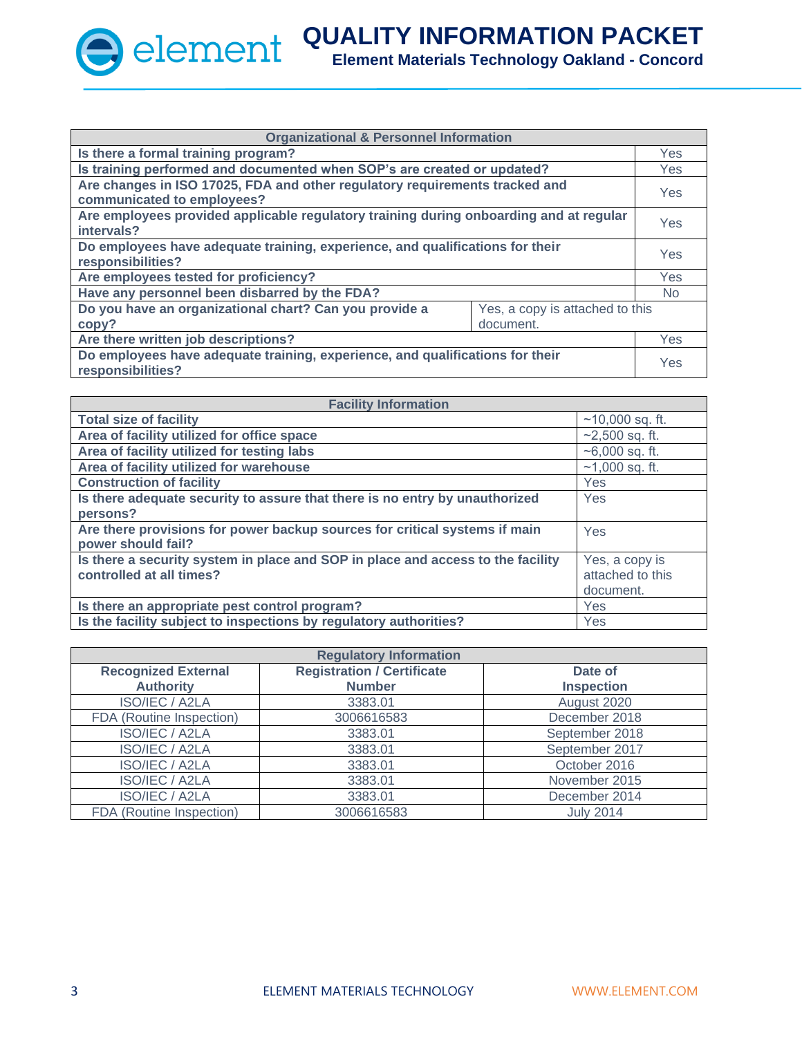| Organizational & Personnel Information | |
|---|---|
| **Is there a formal training program?** | Yes |
| **Is training performed and documented when SOP's are created or updated?** | Yes |
| **Are changes in ISO 17025, FDA and other regulatory requirements tracked and communicated to employees?** | Yes |
| **Are employees provided applicable regulatory training during onboarding and at regular intervals?** | Yes |
| **Do employees have adequate training, experience, and qualifications for their responsibilities?** | Yes |
| **Are employees tested for proficiency?** | Yes |
| **Have any personnel been disbarred by the FDA?** | No |
| **Do you have an organizational chart? Can you provide a copy?** | Yes, a copy is attached to this document. |
| **Are there written job descriptions?** | Yes |
| **Do employees have adequate training, experience, and qualifications for their responsibilities?** | Yes |

| Facility Information | |
|---|---|
| **Total size of facility** | ~10,000 sq. ft. |
| **Area of facility utilized for office space** | ~2,500 sq. ft. |
| **Area of facility utilized for testing labs** | ~6,000 sq. ft. |
| **Area of facility utilized for warehouse** | ~1,000 sq. ft. |
| **Construction of facility** | Yes |
| **Is there adequate security to assure that there is no entry by unauthorized persons?** | Yes |
| **Are there provisions for power backup sources for critical systems if main power should fail?** | Yes |
| **Is there a security system in place and SOP in place and access to the facility controlled at all times?** | Yes, a copy is attached to this document. |
| **Is there an appropriate pest control program?** | Yes |
| **Is the facility subject to inspections by regulatory authorities?** | Yes |

| Regulatory Information | | |
|---|---|---|
| **Recognized External Authority** | **Registration / Certificate Number** | **Date of Inspection** |
| ISO/IEC / A2LA | 3383.01 | August 2020 |
| FDA (Routine Inspection) | 3006616583 | December 2018 |
| ISO/IEC / A2LA | 3383.01 | September 2018 |
| ISO/IEC / A2LA | 3383.01 | September 2017 |
| ISO/IEC / A2LA | 3383.01 | October 2016 |
| ISO/IEC / A2LA | 3383.01 | November 2015 |
| ISO/IEC / A2LA | 3383.01 | December 2014 |
| FDA (Routine Inspection) | 3006616583 | July 2014 |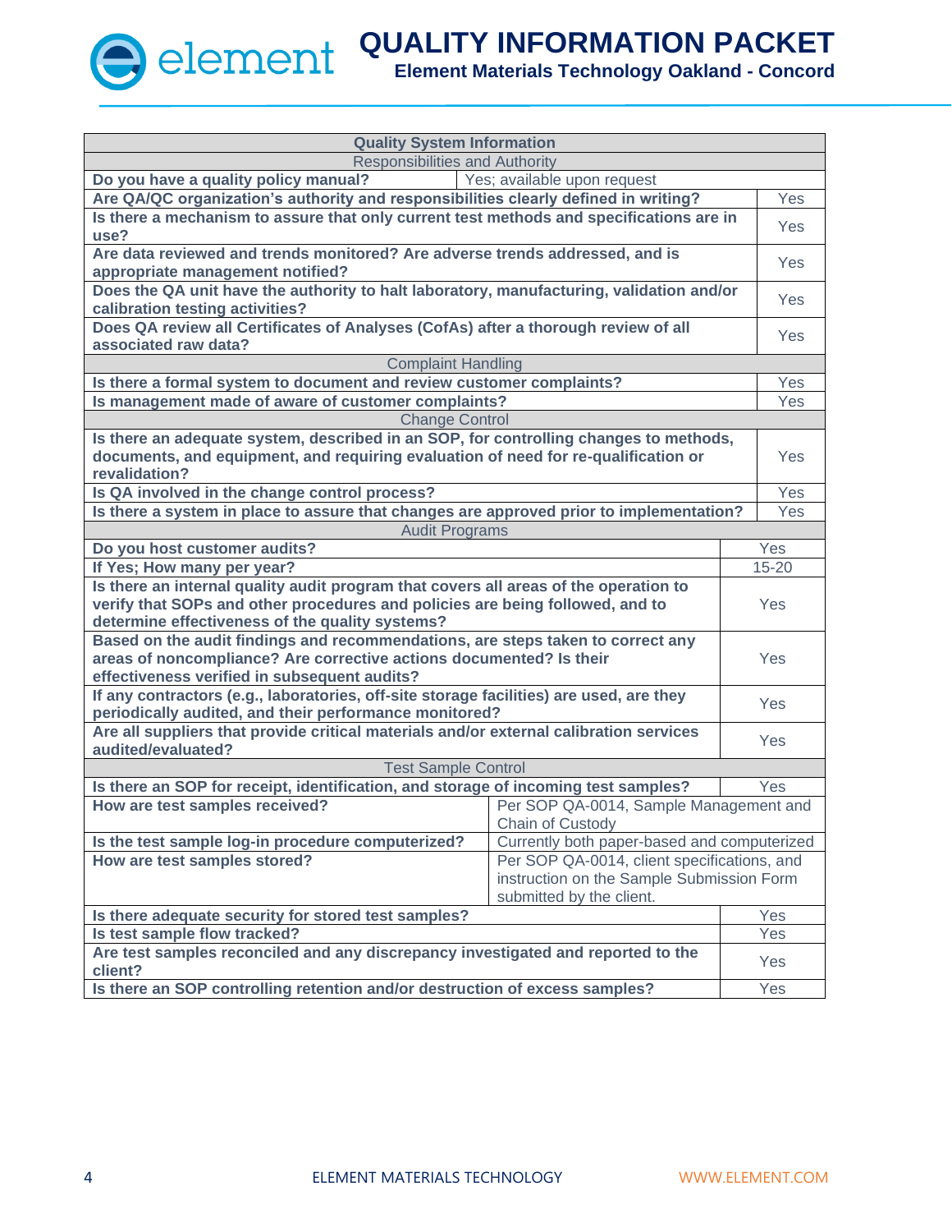| Quality System Information | |
|---|---|
| Responsibilities and Authority | |
| **Do you have a quality policy manual?** | Yes; available upon request |
| **Are QA/QC organization's authority and responsibilities clearly defined in writing?** | Yes |
| **Is there a mechanism to assure that only current test methods and specifications are in use?** | Yes |
| **Are data reviewed and trends monitored? Are adverse trends addressed, and is appropriate management notified?** | Yes |
| **Does the QA unit have the authority to halt laboratory, manufacturing, validation and/or calibration testing activities?** | Yes |
| **Does QA review all Certificates of Analyses (CofAs) after a thorough review of all associated raw data?** | Yes |
| Complaint Handling | |
| **Is there a formal system to document and review customer complaints?** | Yes |
| **Is management made of aware of customer complaints?** | Yes |
| Change Control | |
| **Is there an adequate system, described in an SOP, for controlling changes to methods, documents, and equipment, and requiring evaluation of need for re-qualification or revalidation?** | Yes |
| **Is QA involved in the change control process?** | Yes |
| **Is there a system in place to assure that changes are approved prior to implementation?** | Yes |
| Audit Programs | |
| **Do you host customer audits?** | Yes |
| **If Yes; How many per year?** | 15-20 |
| **Is there an internal quality audit program that covers all areas of the operation to verify that SOPs and other procedures and policies are being followed, and to determine effectiveness of the quality systems?** | Yes |
| **Based on the audit findings and recommendations, are steps taken to correct any areas of noncompliance? Are corrective actions documented? Is their effectiveness verified in subsequent audits?** | Yes |
| **If any contractors (e.g., laboratories, off-site storage facilities) are used, are they periodically audited, and their performance monitored?** | Yes |
| **Are all suppliers that provide critical materials and/or external calibration services audited/evaluated?** | Yes |
| Test Sample Control | |
| **Is there an SOP for receipt, identification, and storage of incoming test samples?** | Yes |
| **How are test samples received?** | Per SOP QA-0014, Sample Management and Chain of Custody |
| **Is the test sample log-in procedure computerized?** | Currently both paper-based and computerized |
| **How are test samples stored?** | Per SOP QA-0014, client specifications, and instruction on the Sample Submission Form submitted by the client. |
| **Is there adequate security for stored test samples?** | Yes |
| **Is test sample flow tracked?** | Yes |
| **Are test samples reconciled and any discrepancy investigated and reported to the client?** | Yes |
| **Is there an SOP controlling retention and/or destruction of excess samples?** | Yes |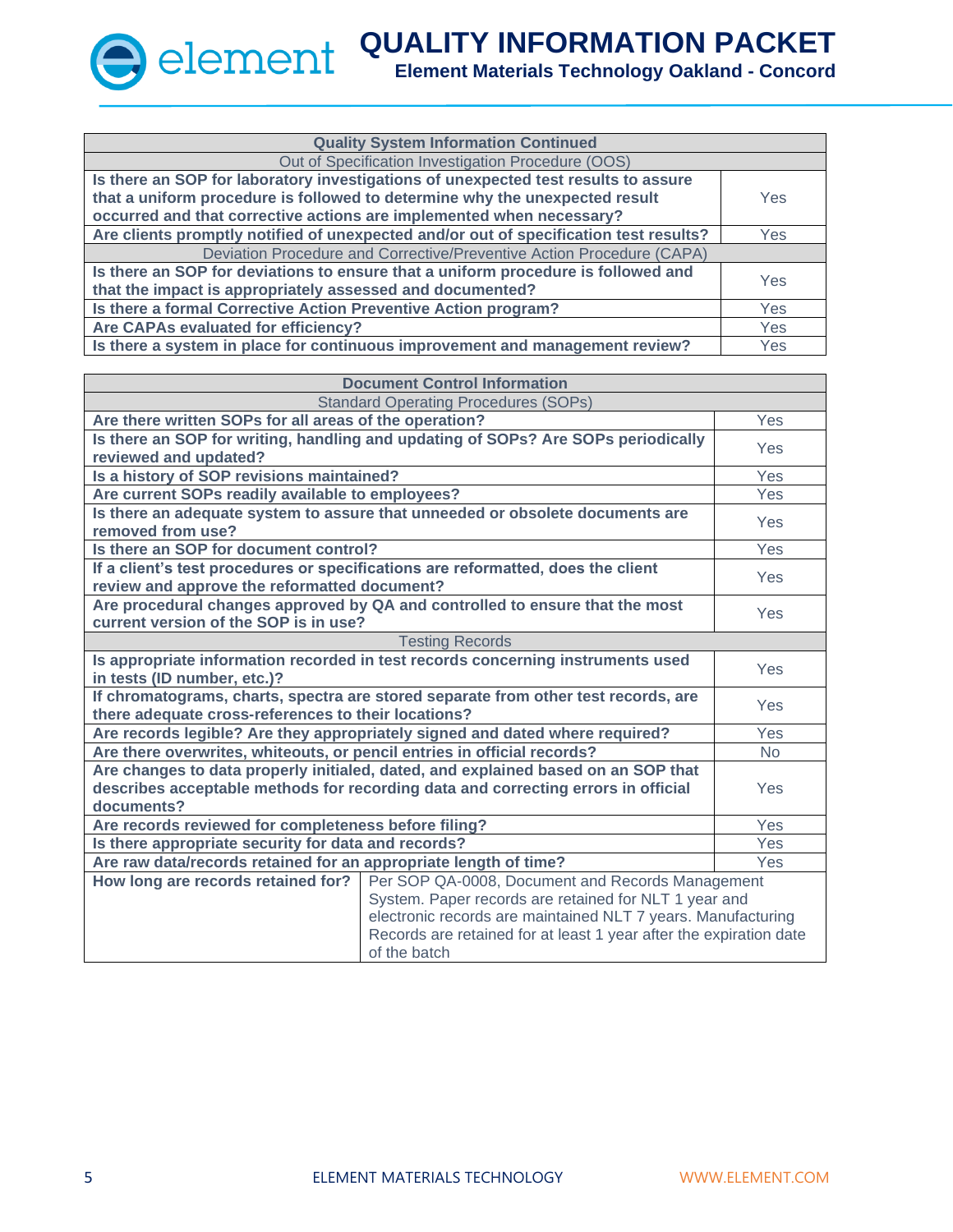| Quality System Information Continued | |
|---|---|
| Out of Specification Investigation Procedure (OOS) | |
| **Is there an SOP for laboratory investigations of unexpected test results to assure that a uniform procedure is followed to determine why the unexpected result occurred and that corrective actions are implemented when necessary?** | Yes |
| **Are clients promptly notified of unexpected and/or out of specification test results?** | Yes |
| Deviation Procedure and Corrective/Preventive Action Procedure (CAPA) | |
| **Is there an SOP for deviations to ensure that a uniform procedure is followed and that the impact is appropriately assessed and documented?** | Yes |
| **Is there a formal Corrective Action Preventive Action program?** | Yes |
| **Are CAPAs evaluated for efficiency?** | Yes |
| **Is there a system in place for continuous improvement and management review?** | Yes |

| Document Control Information | |
|---|---|
| Standard Operating Procedures (SOPs) | |
| **Are there written SOPs for all areas of the operation?** | Yes |
| **Is there an SOP for writing, handling and updating of SOPs? Are SOPs periodically reviewed and updated?** | Yes |
| **Is a history of SOP revisions maintained?** | Yes |
| **Are current SOPs readily available to employees?** | Yes |
| **Is there an adequate system to assure that unneeded or obsolete documents are removed from use?** | Yes |
| **Is there an SOP for document control?** | Yes |
| **If a client's test procedures or specifications are reformatted, does the client review and approve the reformatted document?** | Yes |
| **Are procedural changes approved by QA and controlled to ensure that the most current version of the SOP is in use?** | Yes |
| Testing Records | |
| **Is appropriate information recorded in test records concerning instruments used in tests (ID number, etc.)?** | Yes |
| **If chromatograms, charts, spectra are stored separate from other test records, are there adequate cross-references to their locations?** | Yes |
| **Are records legible? Are they appropriately signed and dated where required?** | Yes |
| **Are there overwrites, whiteouts, or pencil entries in official records?** | No |
| **Are changes to data properly initialed, dated, and explained based on an SOP that describes acceptable methods for recording data and correcting errors in official documents?** | Yes |
| **Are records reviewed for completeness before filing?** | Yes |
| **Is there appropriate security for data and records?** | Yes |
| **Are raw data/records retained for an appropriate length of time?** | Yes |
| **How long are records retained for?** | Per SOP QA-0008, Document and Records Management System. Paper records are retained for NLT 1 year and electronic records are maintained NLT 7 years. Manufacturing Records are retained for at least 1 year after the expiration date of the batch |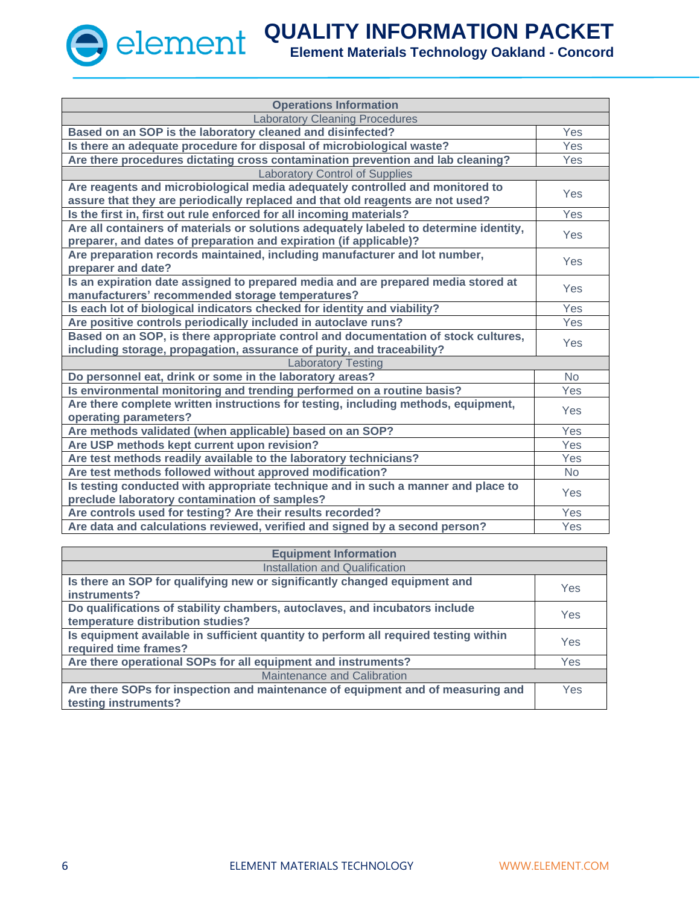| Operations Information | |
|---|---|
| **Laboratory Cleaning Procedures** | |
| **Based on an SOP is the laboratory cleaned and disinfected?** | Yes |
| **Is there an adequate procedure for disposal of microbiological waste?** | Yes |
| **Are there procedures dictating cross contamination prevention and lab cleaning?** | Yes |
| **Laboratory Control of Supplies** | |
| **Are reagents and microbiological media adequately controlled and monitored to assure that they are periodically replaced and that old reagents are not used?** | Yes |
| **Is the first in, first out rule enforced for all incoming materials?** | Yes |
| **Are all containers of materials or solutions adequately labeled to determine identity, preparer, and dates of preparation and expiration (if applicable)?** | Yes |
| **Are preparation records maintained, including manufacturer and lot number, preparer and date?** | Yes |
| **Is an expiration date assigned to prepared media and are prepared media stored at manufacturers' recommended storage temperatures?** | Yes |
| **Is each lot of biological indicators checked for identity and viability?** | Yes |
| **Are positive controls periodically included in autoclave runs?** | Yes |
| **Based on an SOP, is there appropriate control and documentation of stock cultures, including storage, propagation, assurance of purity, and traceability?** | Yes |
| **Laboratory Testing** | |
| **Do personnel eat, drink or some in the laboratory areas?** | No |
| **Is environmental monitoring and trending performed on a routine basis?** | Yes |
| **Are there complete written instructions for testing, including methods, equipment, operating parameters?** | Yes |
| **Are methods validated (when applicable) based on an SOP?** | Yes |
| **Are USP methods kept current upon revision?** | Yes |
| **Are test methods readily available to the laboratory technicians?** | Yes |
| **Are test methods followed without approved modification?** | No |
| **Is testing conducted with appropriate technique and in such a manner and place to preclude laboratory contamination of samples?** | Yes |
| **Are controls used for testing? Are their results recorded?** | Yes |
| **Are data and calculations reviewed, verified and signed by a second person?** | Yes |

| Equipment Information | |
|---|---|
| **Installation and Qualification** | |
| **Is there an SOP for qualifying new or significantly changed equipment and instruments?** | Yes |
| **Do qualifications of stability chambers, autoclaves, and incubators include temperature distribution studies?** | Yes |
| **Is equipment available in sufficient quantity to perform all required testing within required time frames?** | Yes |
| **Are there operational SOPs for all equipment and instruments?** | Yes |
| **Maintenance and Calibration** | |
| **Are there SOPs for inspection and maintenance of equipment and of measuring and testing instruments?** | Yes |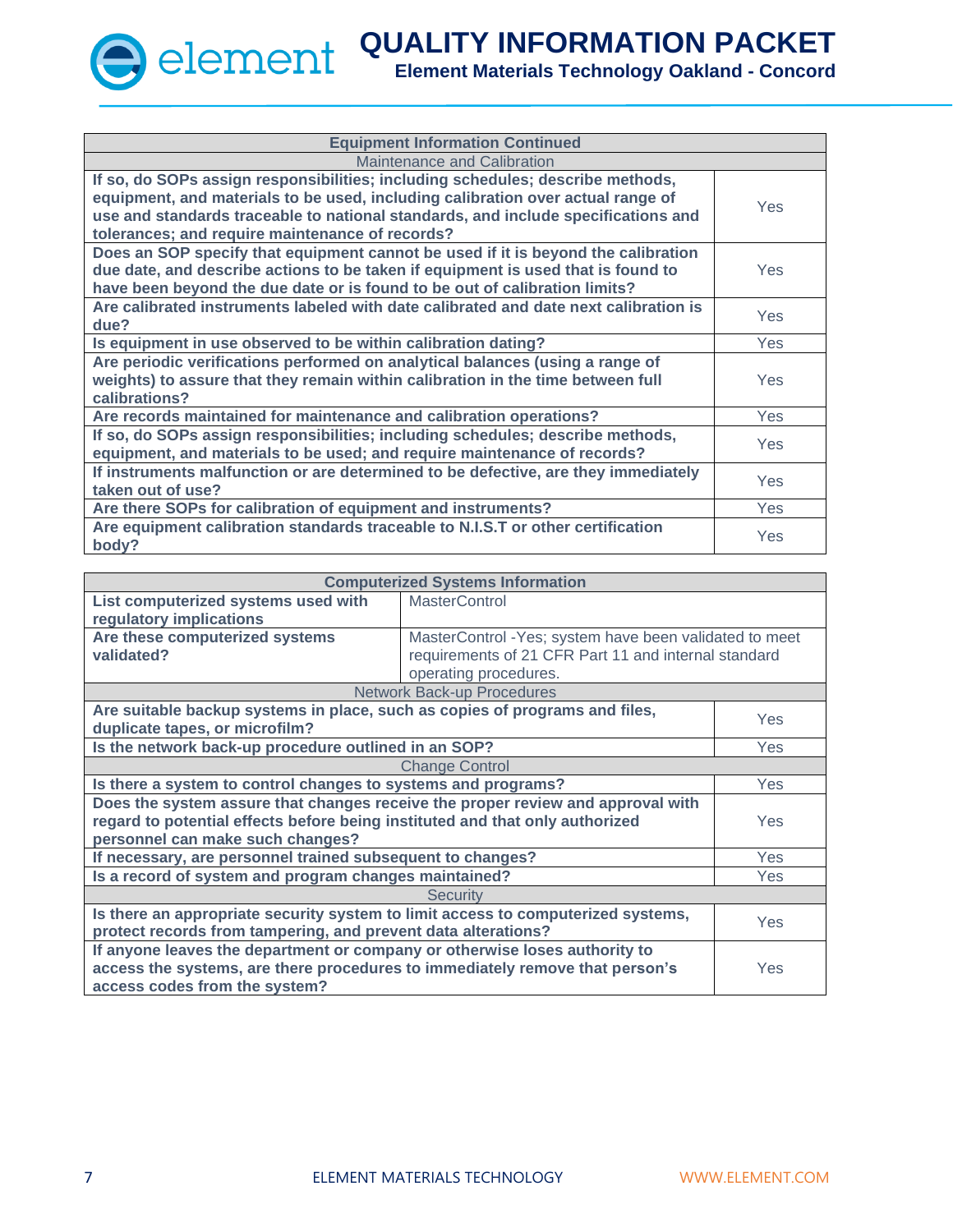| Equipment Information Continued | |
|---|---|
| Maintenance and Calibration | |
| **If so, do SOPs assign responsibilities; including schedules; describe methods, equipment, and materials to be used, including calibration over actual range of use and standards traceable to national standards, and include specifications and tolerances; and require maintenance of records?** | Yes |
| **Does an SOP specify that equipment cannot be used if it is beyond the calibration due date, and describe actions to be taken if equipment is used that is found to have been beyond the due date or is found to be out of calibration limits?** | Yes |
| **Are calibrated instruments labeled with date calibrated and date next calibration is due?** | Yes |
| **Is equipment in use observed to be within calibration dating?** | Yes |
| **Are periodic verifications performed on analytical balances (using a range of weights) to assure that they remain within calibration in the time between full calibrations?** | Yes |
| **Are records maintained for maintenance and calibration operations?** | Yes |
| **If so, do SOPs assign responsibilities; including schedules; describe methods, equipment, and materials to be used; and require maintenance of records?** | Yes |
| **If instruments malfunction or are determined to be defective, are they immediately taken out of use?** | Yes |
| **Are there SOPs for calibration of equipment and instruments?** | Yes |
| **Are equipment calibration standards traceable to N.I.S.T or other certification body?** | Yes |

| Computerized Systems Information | |
|---|---|
| **List computerized systems used with regulatory implications** | MasterControl |
| **Are these computerized systems validated?** | MasterControl -Yes; system have been validated to meet requirements of 21 CFR Part 11 and internal standard operating procedures. |

| Network Back-up Procedures | |
|---|---|
| **Are suitable backup systems in place, such as copies of programs and files, duplicate tapes, or microfilm?** | Yes |
| **Is the network back-up procedure outlined in an SOP?** | Yes |
| Change Control | |
| **Is there a system to control changes to systems and programs?** | Yes |
| **Does the system assure that changes receive the proper review and approval with regard to potential effects before being instituted and that only authorized personnel can make such changes?** | Yes |
| **If necessary, are personnel trained subsequent to changes?** | Yes |
| **Is a record of system and program changes maintained?** | Yes |
| Security | |
| **Is there an appropriate security system to limit access to computerized systems, protect records from tampering, and prevent data alterations?** | Yes |
| **If anyone leaves the department or company or otherwise loses authority to access the systems, are there procedures to immediately remove that person's access codes from the system?** | Yes |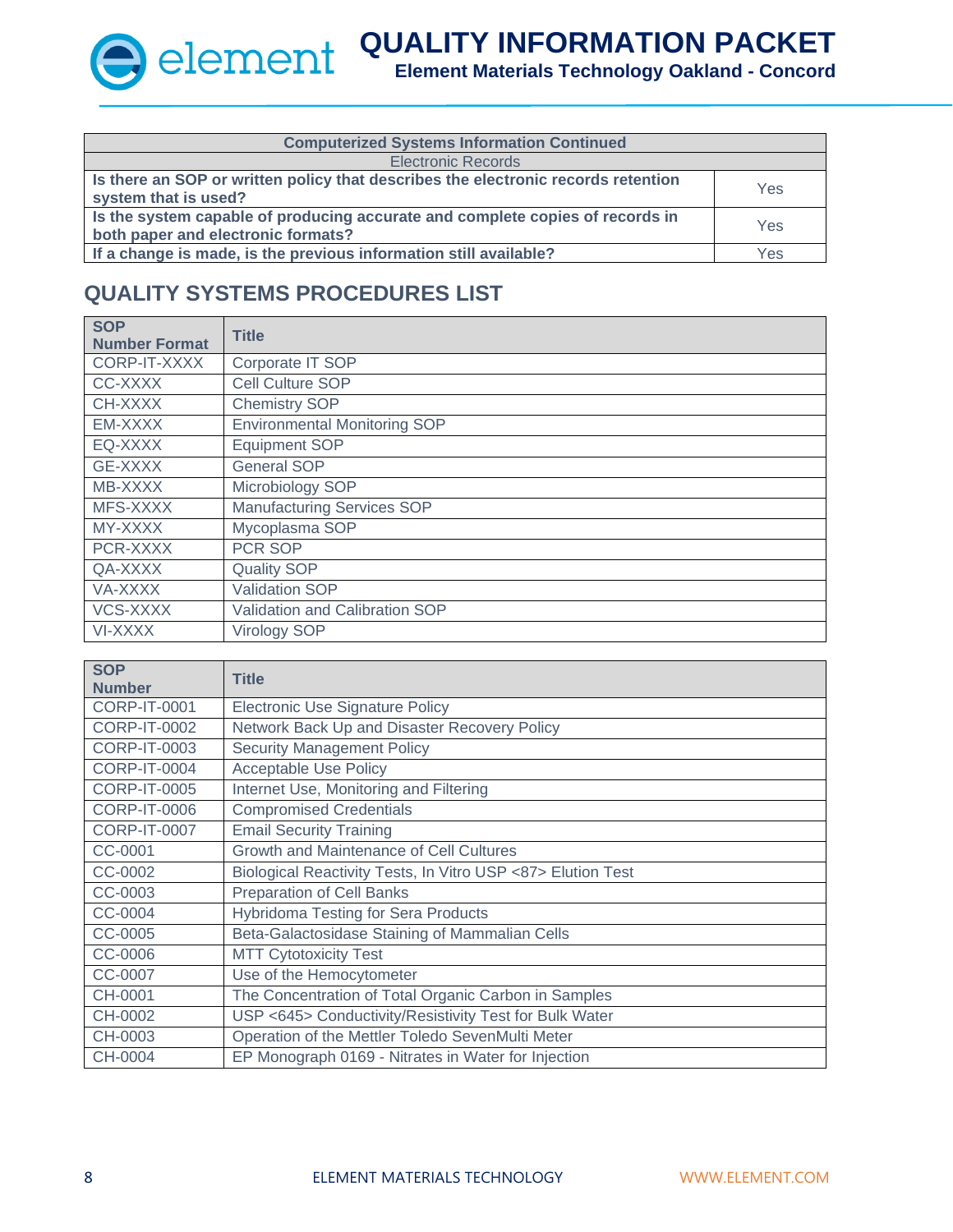| Computerized Systems Information Continued | |
|---|---|
| Electronic Records | |
| **Is there an SOP or written policy that describes the electronic records retention system that is used?** | Yes |
| **Is the system capable of producing accurate and complete copies of records in both paper and electronic formats?** | Yes |
| **If a change is made, is the previous information still available?** | Yes |

## QUALITY SYSTEMS PROCEDURES LIST

| SOP Number Format | Title |
|---|---|
| CORP-IT-XXXX | Corporate IT SOP |
| CC-XXXX | Cell Culture SOP |
| CH-XXXX | Chemistry SOP |
| EM-XXXX | Environmental Monitoring SOP |
| EQ-XXXX | Equipment SOP |
| GE-XXXX | General SOP |
| MB-XXXX | Microbiology SOP |
| MFS-XXXX | Manufacturing Services SOP |
| MY-XXXX | Mycoplasma SOP |
| PCR-XXXX | PCR SOP |
| QA-XXXX | Quality SOP |
| VA-XXXX | Validation SOP |
| VCS-XXXX | Validation and Calibration SOP |
| VI-XXXX | Virology SOP |

| SOP Number | Title |
|---|---|
| CORP-IT-0001 | Electronic Use Signature Policy |
| CORP-IT-0002 | Network Back Up and Disaster Recovery Policy |
| CORP-IT-0003 | Security Management Policy |
| CORP-IT-0004 | Acceptable Use Policy |
| CORP-IT-0005 | Internet Use, Monitoring and Filtering |
| CORP-IT-0006 | Compromised Credentials |
| CORP-IT-0007 | Email Security Training |
| CC-0001 | Growth and Maintenance of Cell Cultures |
| CC-0002 | Biological Reactivity Tests, In Vitro USP <87> Elution Test |
| CC-0003 | Preparation of Cell Banks |
| CC-0004 | Hybridoma Testing for Sera Products |
| CC-0005 | Beta-Galactosidase Staining of Mammalian Cells |
| CC-0006 | MTT Cytotoxicity Test |
| CC-0007 | Use of the Hemocytometer |
| CH-0001 | The Concentration of Total Organic Carbon in Samples |
| CH-0002 | USP <645> Conductivity/Resistivity Test for Bulk Water |
| CH-0003 | Operation of the Mettler Toledo SevenMulti Meter |
| CH-0004 | EP Monograph 0169 - Nitrates in Water for Injection |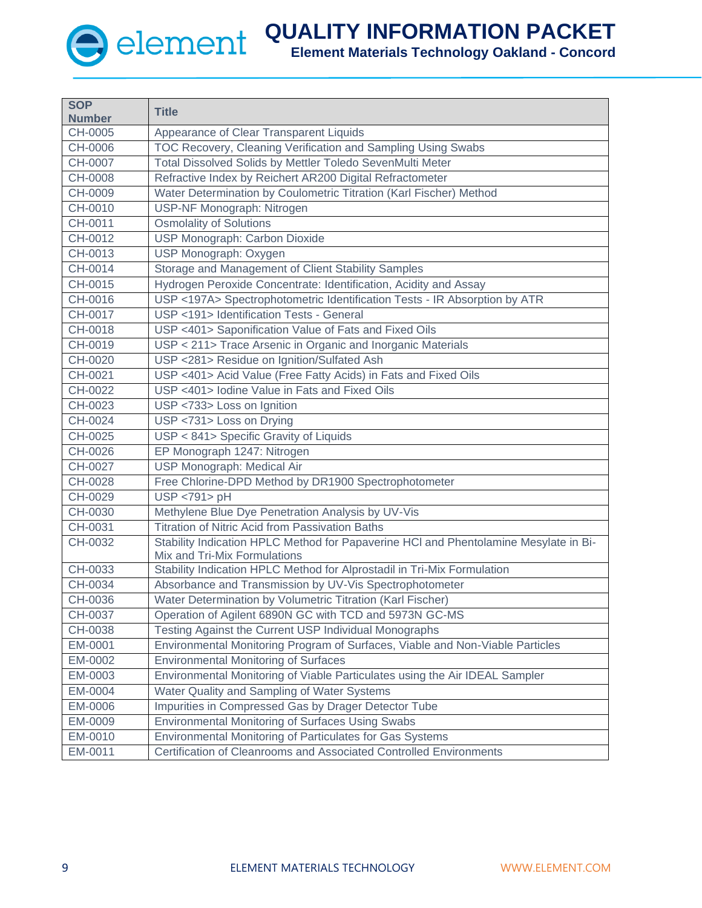| SOP Number | Title |
|---|---|
| CH-0005 | Appearance of Clear Transparent Liquids |
| CH-0006 | TOC Recovery, Cleaning Verification and Sampling Using Swabs |
| CH-0007 | Total Dissolved Solids by Mettler Toledo SevenMulti Meter |
| CH-0008 | Refractive Index by Reichert AR200 Digital Refractometer |
| CH-0009 | Water Determination by Coulometric Titration (Karl Fischer) Method |
| CH-0010 | USP-NF Monograph: Nitrogen |
| CH-0011 | Osmolality of Solutions |
| CH-0012 | USP Monograph: Carbon Dioxide |
| CH-0013 | USP Monograph: Oxygen |
| CH-0014 | Storage and Management of Client Stability Samples |
| CH-0015 | Hydrogen Peroxide Concentrate: Identification, Acidity and Assay |
| CH-0016 | USP <197A> Spectrophotometric Identification Tests - IR Absorption by ATR |
| CH-0017 | USP <191> Identification Tests - General |
| CH-0018 | USP <401> Saponification Value of Fats and Fixed Oils |
| CH-0019 | USP < 211> Trace Arsenic in Organic and Inorganic Materials |
| CH-0020 | USP <281> Residue on Ignition/Sulfated Ash |
| CH-0021 | USP <401> Acid Value (Free Fatty Acids) in Fats and Fixed Oils |
| CH-0022 | USP <401> Iodine Value in Fats and Fixed Oils |
| CH-0023 | USP <733> Loss on Ignition |
| CH-0024 | USP <731> Loss on Drying |
| CH-0025 | USP < 841> Specific Gravity of Liquids |
| CH-0026 | EP Monograph 1247: Nitrogen |
| CH-0027 | USP Monograph: Medical Air |
| CH-0028 | Free Chlorine-DPD Method by DR1900 Spectrophotometer |
| CH-0029 | USP <791> pH |
| CH-0030 | Methylene Blue Dye Penetration Analysis by UV-Vis |
| CH-0031 | Titration of Nitric Acid from Passivation Baths |
| CH-0032 | Stability Indication HPLC Method for Papaverine HCl and Phentolamine Mesylate in Bi-Mix and Tri-Mix Formulations |
| CH-0033 | Stability Indication HPLC Method for Alprostadil in Tri-Mix Formulation |
| CH-0034 | Absorbance and Transmission by UV-Vis Spectrophotometer |
| CH-0036 | Water Determination by Volumetric Titration (Karl Fischer) |
| CH-0037 | Operation of Agilent 6890N GC with TCD and 5973N GC-MS |
| CH-0038 | Testing Against the Current USP Individual Monographs |
| EM-0001 | Environmental Monitoring Program of Surfaces, Viable and Non-Viable Particles |
| EM-0002 | Environmental Monitoring of Surfaces |
| EM-0003 | Environmental Monitoring of Viable Particulates using the Air IDEAL Sampler |
| EM-0004 | Water Quality and Sampling of Water Systems |
| EM-0006 | Impurities in Compressed Gas by Drager Detector Tube |
| EM-0009 | Environmental Monitoring of Surfaces Using Swabs |
| EM-0010 | Environmental Monitoring of Particulates for Gas Systems |
| EM-0011 | Certification of Cleanrooms and Associated Controlled Environments |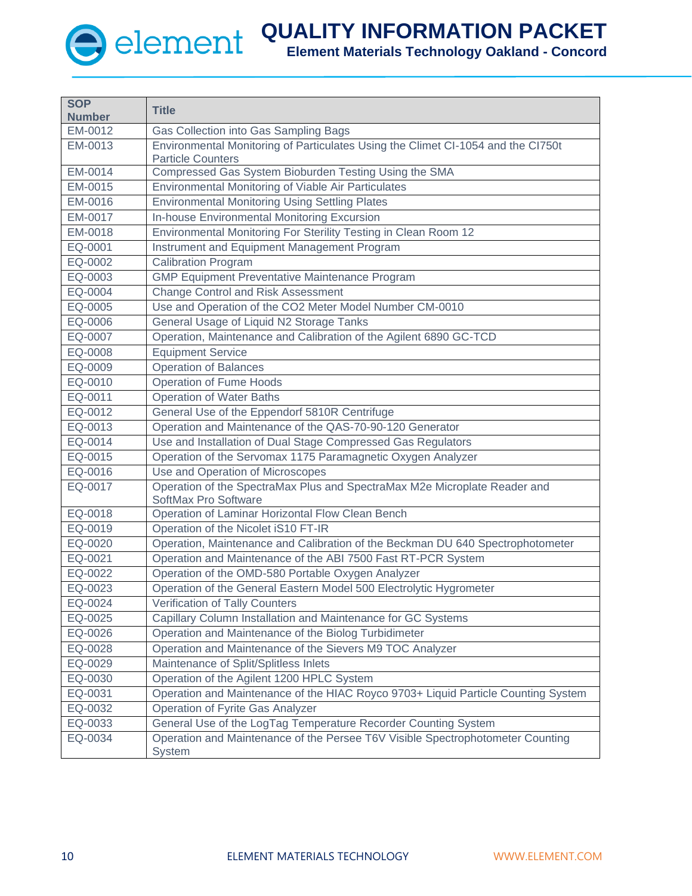| SOP Number | Title |
|---|---|
| EM-0012 | Gas Collection into Gas Sampling Bags |
| EM-0013 | Environmental Monitoring of Particulates Using the Climet CI-1054 and the CI750t Particle Counters |
| EM-0014 | Compressed Gas System Bioburden Testing Using the SMA |
| EM-0015 | Environmental Monitoring of Viable Air Particulates |
| EM-0016 | Environmental Monitoring Using Settling Plates |
| EM-0017 | In-house Environmental Monitoring Excursion |
| EM-0018 | Environmental Monitoring For Sterility Testing in Clean Room 12 |
| EQ-0001 | Instrument and Equipment Management Program |
| EQ-0002 | Calibration Program |
| EQ-0003 | GMP Equipment Preventative Maintenance Program |
| EQ-0004 | Change Control and Risk Assessment |
| EQ-0005 | Use and Operation of the CO2 Meter Model Number CM-0010 |
| EQ-0006 | General Usage of Liquid N2 Storage Tanks |
| EQ-0007 | Operation, Maintenance and Calibration of the Agilent 6890 GC-TCD |
| EQ-0008 | Equipment Service |
| EQ-0009 | Operation of Balances |
| EQ-0010 | Operation of Fume Hoods |
| EQ-0011 | Operation of Water Baths |
| EQ-0012 | General Use of the Eppendorf 5810R Centrifuge |
| EQ-0013 | Operation and Maintenance of the QAS-70-90-120 Generator |
| EQ-0014 | Use and Installation of Dual Stage Compressed Gas Regulators |
| EQ-0015 | Operation of the Servomax 1175 Paramagnetic Oxygen Analyzer |
| EQ-0016 | Use and Operation of Microscopes |
| EQ-0017 | Operation of the SpectraMax Plus and SpectraMax M2e Microplate Reader and SoftMax Pro Software |
| EQ-0018 | Operation of Laminar Horizontal Flow Clean Bench |
| EQ-0019 | Operation of the Nicolet iS10 FT-IR |
| EQ-0020 | Operation, Maintenance and Calibration of the Beckman DU 640 Spectrophotometer |
| EQ-0021 | Operation and Maintenance of the ABI 7500 Fast RT-PCR System |
| EQ-0022 | Operation of the OMD-580 Portable Oxygen Analyzer |
| EQ-0023 | Operation of the General Eastern Model 500 Electrolytic Hygrometer |
| EQ-0024 | Verification of Tally Counters |
| EQ-0025 | Capillary Column Installation and Maintenance for GC Systems |
| EQ-0026 | Operation and Maintenance of the Biolog Turbidimeter |
| EQ-0028 | Operation and Maintenance of the Sievers M9 TOC Analyzer |
| EQ-0029 | Maintenance of Split/Splitless Inlets |
| EQ-0030 | Operation of the Agilent 1200 HPLC System |
| EQ-0031 | Operation and Maintenance of the HIAC Royco 9703+ Liquid Particle Counting System |
| EQ-0032 | Operation of Fyrite Gas Analyzer |
| EQ-0033 | General Use of the LogTag Temperature Recorder Counting System |
| EQ-0034 | Operation and Maintenance of the Persee T6V Visible Spectrophotometer Counting System |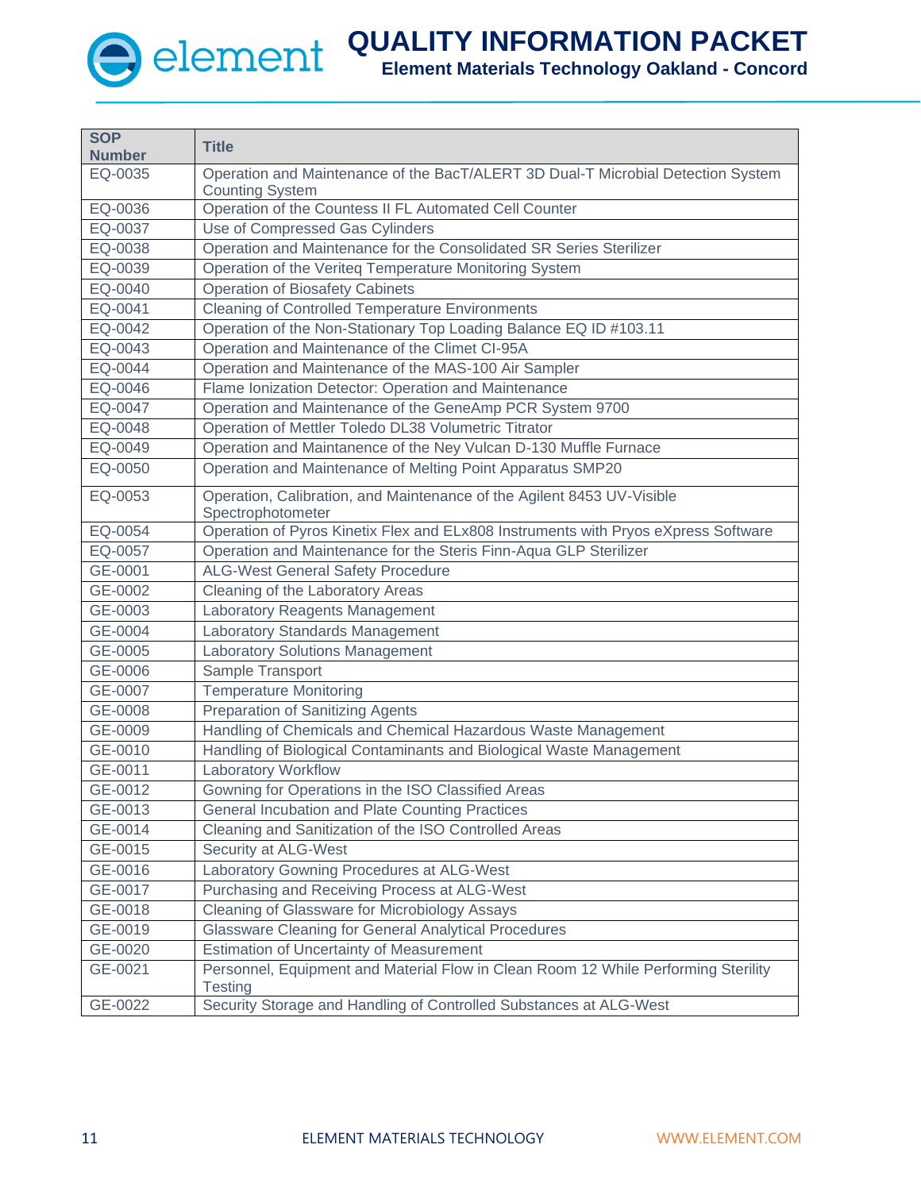| SOP Number | Title |
|---|---|
| EQ-0035 | Operation and Maintenance of the BacT/ALERT 3D Dual-T Microbial Detection System Counting System |
| EQ-0036 | Operation of the Countess II FL Automated Cell Counter |
| EQ-0037 | Use of Compressed Gas Cylinders |
| EQ-0038 | Operation and Maintenance for the Consolidated SR Series Sterilizer |
| EQ-0039 | Operation of the Veriteq Temperature Monitoring System |
| EQ-0040 | Operation of Biosafety Cabinets |
| EQ-0041 | Cleaning of Controlled Temperature Environments |
| EQ-0042 | Operation of the Non-Stationary Top Loading Balance EQ ID #103.11 |
| EQ-0043 | Operation and Maintenance of the Climet CI-95A |
| EQ-0044 | Operation and Maintenance of the MAS-100 Air Sampler |
| EQ-0046 | Flame Ionization Detector: Operation and Maintenance |
| EQ-0047 | Operation and Maintenance of the GeneAmp PCR System 9700 |
| EQ-0048 | Operation of Mettler Toledo DL38 Volumetric Titrator |
| EQ-0049 | Operation and Maintanence of the Ney Vulcan D-130 Muffle Furnace |
| EQ-0050 | Operation and Maintenance of Melting Point Apparatus SMP20 |
| EQ-0053 | Operation, Calibration, and Maintenance of the Agilent 8453 UV-Visible Spectrophotometer |
| EQ-0054 | Operation of Pyros Kinetix Flex and ELx808 Instruments with Pryos eXpress Software |
| EQ-0057 | Operation and Maintenance for the Steris Finn-Aqua GLP Sterilizer |
| GE-0001 | ALG-West General Safety Procedure |
| GE-0002 | Cleaning of the Laboratory Areas |
| GE-0003 | Laboratory Reagents Management |
| GE-0004 | Laboratory Standards Management |
| GE-0005 | Laboratory Solutions Management |
| GE-0006 | Sample Transport |
| GE-0007 | Temperature Monitoring |
| GE-0008 | Preparation of Sanitizing Agents |
| GE-0009 | Handling of Chemicals and Chemical Hazardous Waste Management |
| GE-0010 | Handling of Biological Contaminants and Biological Waste Management |
| GE-0011 | Laboratory Workflow |
| GE-0012 | Gowning for Operations in the ISO Classified Areas |
| GE-0013 | General Incubation and Plate Counting Practices |
| GE-0014 | Cleaning and Sanitization of the ISO Controlled Areas |
| GE-0015 | Security at ALG-West |
| GE-0016 | Laboratory Gowning Procedures at ALG-West |
| GE-0017 | Purchasing and Receiving Process at ALG-West |
| GE-0018 | Cleaning of Glassware for Microbiology Assays |
| GE-0019 | Glassware Cleaning for General Analytical Procedures |
| GE-0020 | Estimation of Uncertainty of Measurement |
| GE-0021 | Personnel, Equipment and Material Flow in Clean Room 12 While Performing Sterility Testing |
| GE-0022 | Security Storage and Handling of Controlled Substances at ALG-West |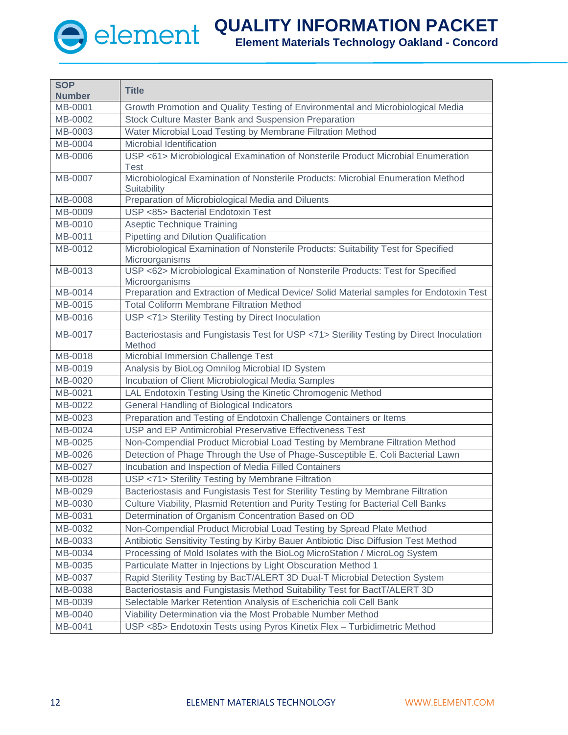| SOP Number | Title |
|---|---|
| MB-0001 | Growth Promotion and Quality Testing of Environmental and Microbiological Media |
| MB-0002 | Stock Culture Master Bank and Suspension Preparation |
| MB-0003 | Water Microbial Load Testing by Membrane Filtration Method |
| MB-0004 | Microbial Identification |
| MB-0006 | USP <61> Microbiological Examination of Nonsterile Product Microbial Enumeration Test |
| MB-0007 | Microbiological Examination of Nonsterile Products: Microbial Enumeration Method Suitability |
| MB-0008 | Preparation of Microbiological Media and Diluents |
| MB-0009 | USP <85> Bacterial Endotoxin Test |
| MB-0010 | Aseptic Technique Training |
| MB-0011 | Pipetting and Dilution Qualification |
| MB-0012 | Microbiological Examination of Nonsterile Products: Suitability Test for Specified Microorganisms |
| MB-0013 | USP <62> Microbiological Examination of Nonsterile Products: Test for Specified Microorganisms |
| MB-0014 | Preparation and Extraction of Medical Device/ Solid Material samples for Endotoxin Test |
| MB-0015 | Total Coliform Membrane Filtration Method |
| MB-0016 | USP <71> Sterility Testing by Direct Inoculation |
| MB-0017 | Bacteriostasis and Fungistasis Test for USP <71> Sterility Testing by Direct Inoculation Method |
| MB-0018 | Microbial Immersion Challenge Test |
| MB-0019 | Analysis by BioLog Omnilog Microbial ID System |
| MB-0020 | Incubation of Client Microbiological Media Samples |
| MB-0021 | LAL Endotoxin Testing Using the Kinetic Chromogenic Method |
| MB-0022 | General Handling of Biological Indicators |
| MB-0023 | Preparation and Testing of Endotoxin Challenge Containers or Items |
| MB-0024 | USP and EP Antimicrobial Preservative Effectiveness Test |
| MB-0025 | Non-Compendial Product Microbial Load Testing by Membrane Filtration Method |
| MB-0026 | Detection of Phage Through the Use of Phage-Susceptible E. Coli Bacterial Lawn |
| MB-0027 | Incubation and Inspection of Media Filled Containers |
| MB-0028 | USP <71> Sterility Testing by Membrane Filtration |
| MB-0029 | Bacteriostasis and Fungistasis Test for Sterility Testing by Membrane Filtration |
| MB-0030 | Culture Viability, Plasmid Retention and Purity Testing for Bacterial Cell Banks |
| MB-0031 | Determination of Organism Concentration Based on OD |
| MB-0032 | Non-Compendial Product Microbial Load Testing by Spread Plate Method |
| MB-0033 | Antibiotic Sensitivity Testing by Kirby Bauer Antibiotic Disc Diffusion Test Method |
| MB-0034 | Processing of Mold Isolates with the BioLog MicroStation / MicroLog System |
| MB-0035 | Particulate Matter in Injections by Light Obscuration Method 1 |
| MB-0037 | Rapid Sterility Testing by BacT/ALERT 3D Dual-T Microbial Detection System |
| MB-0038 | Bacteriostasis and Fungistasis Method Suitability Test for BactT/ALERT 3D |
| MB-0039 | Selectable Marker Retention Analysis of Escherichia coli Cell Bank |
| MB-0040 | Viability Determination via the Most Probable Number Method |
| MB-0041 | USP <85> Endotoxin Tests using Pyros Kinetix Flex – Turbidimetric Method |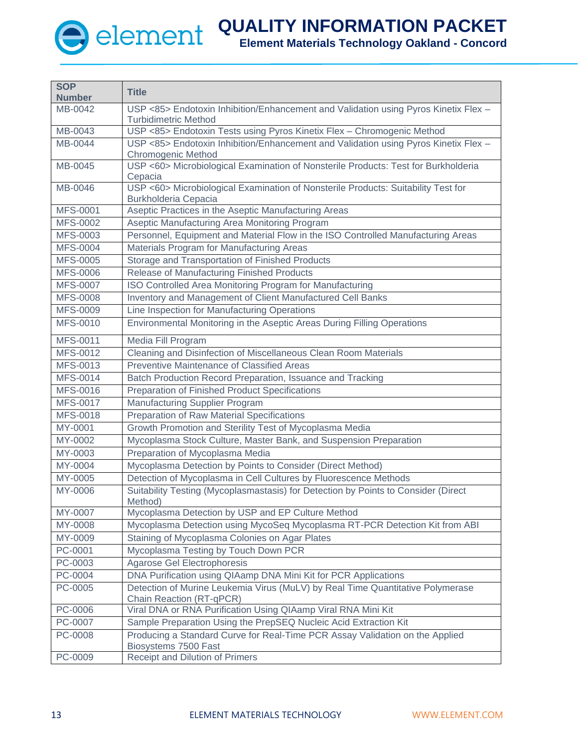| SOP Number | Title |
|---|---|
| MB-0042 | USP <85> Endotoxin Inhibition/Enhancement and Validation using Pyros Kinetix Flex – Turbidimetric Method |
| MB-0043 | USP <85> Endotoxin Tests using Pyros Kinetix Flex – Chromogenic Method |
| MB-0044 | USP <85> Endotoxin Inhibition/Enhancement and Validation using Pyros Kinetix Flex – Chromogenic Method |
| MB-0045 | USP <60> Microbiological Examination of Nonsterile Products: Test for Burkholderia Cepacia |
| MB-0046 | USP <60> Microbiological Examination of Nonsterile Products: Suitability Test for Burkholderia Cepacia |
| MFS-0001 | Aseptic Practices in the Aseptic Manufacturing Areas |
| MFS-0002 | Aseptic Manufacturing Area Monitoring Program |
| MFS-0003 | Personnel, Equipment and Material Flow in the ISO Controlled Manufacturing Areas |
| MFS-0004 | Materials Program for Manufacturing Areas |
| MFS-0005 | Storage and Transportation of Finished Products |
| MFS-0006 | Release of Manufacturing Finished Products |
| MFS-0007 | ISO Controlled Area Monitoring Program for Manufacturing |
| MFS-0008 | Inventory and Management of Client Manufactured Cell Banks |
| MFS-0009 | Line Inspection for Manufacturing Operations |
| MFS-0010 | Environmental Monitoring in the Aseptic Areas During Filling Operations |
| MFS-0011 | Media Fill Program |
| MFS-0012 | Cleaning and Disinfection of Miscellaneous Clean Room Materials |
| MFS-0013 | Preventive Maintenance of Classified Areas |
| MFS-0014 | Batch Production Record Preparation, Issuance and Tracking |
| MFS-0016 | Preparation of Finished Product Specifications |
| MFS-0017 | Manufacturing Supplier Program |
| MFS-0018 | Preparation of Raw Material Specifications |
| MY-0001 | Growth Promotion and Sterility Test of Mycoplasma Media |
| MY-0002 | Mycoplasma Stock Culture, Master Bank, and Suspension Preparation |
| MY-0003 | Preparation of Mycoplasma Media |
| MY-0004 | Mycoplasma Detection by Points to Consider (Direct Method) |
| MY-0005 | Detection of Mycoplasma in Cell Cultures by Fluorescence Methods |
| MY-0006 | Suitability Testing (Mycoplasmastasis) for Detection by Points to Consider (Direct Method) |
| MY-0007 | Mycoplasma Detection by USP and EP Culture Method |
| MY-0008 | Mycoplasma Detection using MycoSeq Mycoplasma RT-PCR Detection Kit from ABI |
| MY-0009 | Staining of Mycoplasma Colonies on Agar Plates |
| PC-0001 | Mycoplasma Testing by Touch Down PCR |
| PC-0003 | Agarose Gel Electrophoresis |
| PC-0004 | DNA Purification using QIAamp DNA Mini Kit for PCR Applications |
| PC-0005 | Detection of Murine Leukemia Virus (MuLV) by Real Time Quantitative Polymerase Chain Reaction (RT-qPCR) |
| PC-0006 | Viral DNA or RNA Purification Using QIAamp Viral RNA Mini Kit |
| PC-0007 | Sample Preparation Using the PrepSEQ Nucleic Acid Extraction Kit |
| PC-0008 | Producing a Standard Curve for Real-Time PCR Assay Validation on the Applied Biosystems 7500 Fast |
| PC-0009 | Receipt and Dilution of Primers |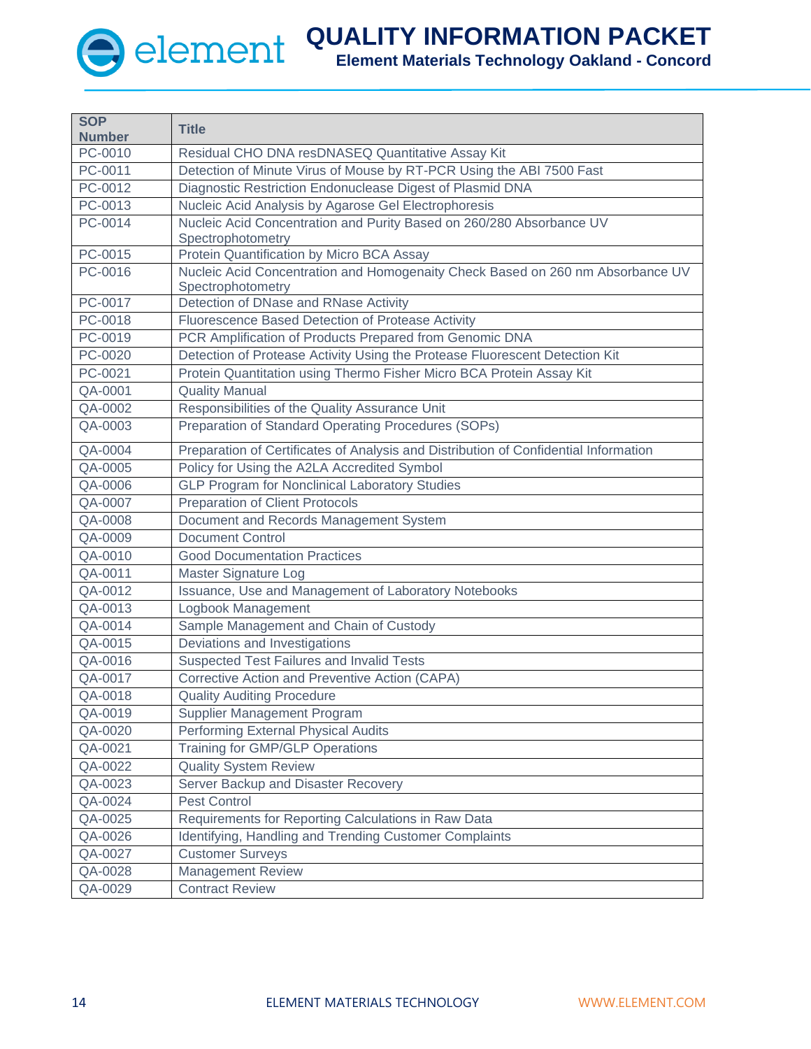| SOP Number | Title |
|---|---|
| PC-0010 | Residual CHO DNA resDNASEQ Quantitative Assay Kit |
| PC-0011 | Detection of Minute Virus of Mouse by RT-PCR Using the ABI 7500 Fast |
| PC-0012 | Diagnostic Restriction Endonuclease Digest of Plasmid DNA |
| PC-0013 | Nucleic Acid Analysis by Agarose Gel Electrophoresis |
| PC-0014 | Nucleic Acid Concentration and Purity Based on 260/280 Absorbance UV Spectrophotometry |
| PC-0015 | Protein Quantification by Micro BCA Assay |
| PC-0016 | Nucleic Acid Concentration and Homogenaity Check Based on 260 nm Absorbance UV Spectrophotometry |
| PC-0017 | Detection of DNase and RNase Activity |
| PC-0018 | Fluorescence Based Detection of Protease Activity |
| PC-0019 | PCR Amplification of Products Prepared from Genomic DNA |
| PC-0020 | Detection of Protease Activity Using the Protease Fluorescent Detection Kit |
| PC-0021 | Protein Quantitation using Thermo Fisher Micro BCA Protein Assay Kit |
| QA-0001 | Quality Manual |
| QA-0002 | Responsibilities of the Quality Assurance Unit |
| QA-0003 | Preparation of Standard Operating Procedures (SOPs) |
| QA-0004 | Preparation of Certificates of Analysis and Distribution of Confidential Information |
| QA-0005 | Policy for Using the A2LA Accredited Symbol |
| QA-0006 | GLP Program for Nonclinical Laboratory Studies |
| QA-0007 | Preparation of Client Protocols |
| QA-0008 | Document and Records Management System |
| QA-0009 | Document Control |
| QA-0010 | Good Documentation Practices |
| QA-0011 | Master Signature Log |
| QA-0012 | Issuance, Use and Management of Laboratory Notebooks |
| QA-0013 | Logbook Management |
| QA-0014 | Sample Management and Chain of Custody |
| QA-0015 | Deviations and Investigations |
| QA-0016 | Suspected Test Failures and Invalid Tests |
| QA-0017 | Corrective Action and Preventive Action (CAPA) |
| QA-0018 | Quality Auditing Procedure |
| QA-0019 | Supplier Management Program |
| QA-0020 | Performing External Physical Audits |
| QA-0021 | Training for GMP/GLP Operations |
| QA-0022 | Quality System Review |
| QA-0023 | Server Backup and Disaster Recovery |
| QA-0024 | Pest Control |
| QA-0025 | Requirements for Reporting Calculations in Raw Data |
| QA-0026 | Identifying, Handling and Trending Customer Complaints |
| QA-0027 | Customer Surveys |
| QA-0028 | Management Review |
| QA-0029 | Contract Review |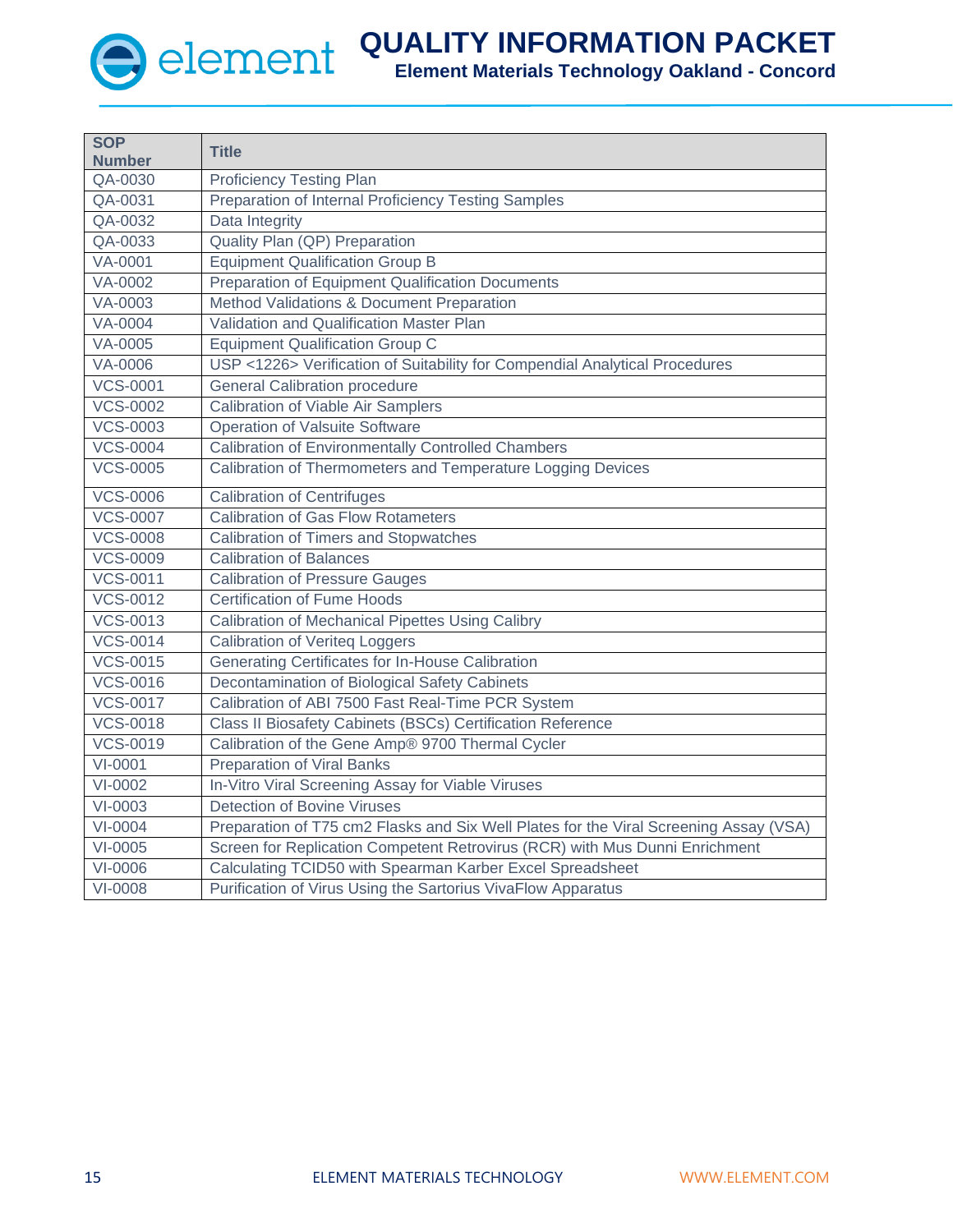| SOP Number | Title |
|---|---|
| QA-0030 | Proficiency Testing Plan |
| QA-0031 | Preparation of Internal Proficiency Testing Samples |
| QA-0032 | Data Integrity |
| QA-0033 | Quality Plan (QP) Preparation |
| VA-0001 | Equipment Qualification Group B |
| VA-0002 | Preparation of Equipment Qualification Documents |
| VA-0003 | Method Validations & Document Preparation |
| VA-0004 | Validation and Qualification Master Plan |
| VA-0005 | Equipment Qualification Group C |
| VA-0006 | USP <1226> Verification of Suitability for Compendial Analytical Procedures |
| VCS-0001 | General Calibration procedure |
| VCS-0002 | Calibration of Viable Air Samplers |
| VCS-0003 | Operation of Valsuite Software |
| VCS-0004 | Calibration of Environmentally Controlled Chambers |
| VCS-0005 | Calibration of Thermometers and Temperature Logging Devices |
| VCS-0006 | Calibration of Centrifuges |
| VCS-0007 | Calibration of Gas Flow Rotameters |
| VCS-0008 | Calibration of Timers and Stopwatches |
| VCS-0009 | Calibration of Balances |
| VCS-0011 | Calibration of Pressure Gauges |
| VCS-0012 | Certification of Fume Hoods |
| VCS-0013 | Calibration of Mechanical Pipettes Using Calibry |
| VCS-0014 | Calibration of Veriteq Loggers |
| VCS-0015 | Generating Certificates for In-House Calibration |
| VCS-0016 | Decontamination of Biological Safety Cabinets |
| VCS-0017 | Calibration of ABI 7500 Fast Real-Time PCR System |
| VCS-0018 | Class II Biosafety Cabinets (BSCs) Certification Reference |
| VCS-0019 | Calibration of the Gene Amp® 9700 Thermal Cycler |
| VI-0001 | Preparation of Viral Banks |
| VI-0002 | In-Vitro Viral Screening Assay for Viable Viruses |
| VI-0003 | Detection of Bovine Viruses |
| VI-0004 | Preparation of T75 cm2 Flasks and Six Well Plates for the Viral Screening Assay (VSA) |
| VI-0005 | Screen for Replication Competent Retrovirus (RCR) with Mus Dunni Enrichment |
| VI-0006 | Calculating TCID50 with Spearman Karber Excel Spreadsheet |
| VI-0008 | Purification of Virus Using the Sartorius VivaFlow Apparatus |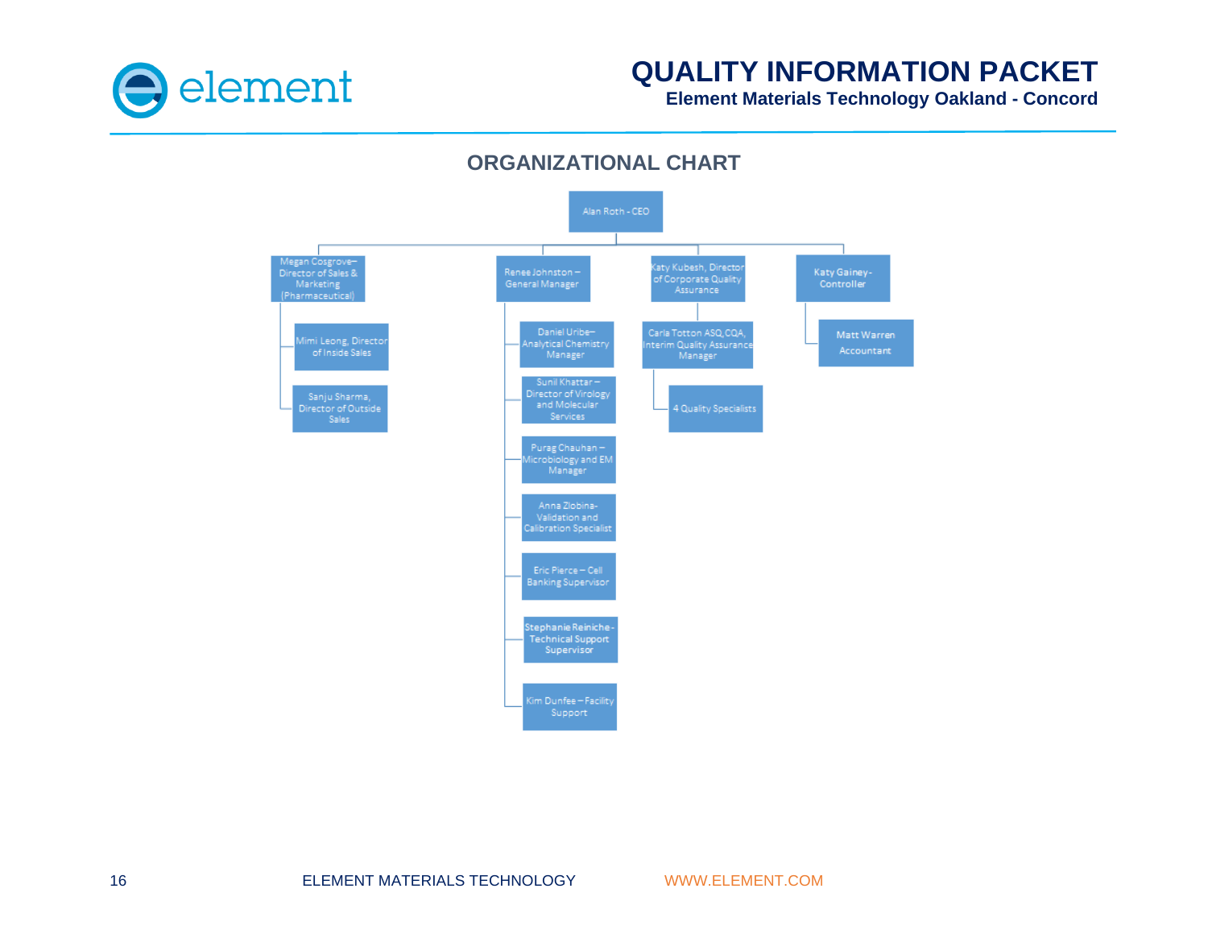## ORGANIZATIONAL CHART

- Alan Roth - CEO
  - Megan Cosgrove– Director of Sales & Marketing (Pharmaceutical)
    - Mimi Leong, Director of Inside Sales
    - Sanju Sharma, Director of Outside Sales
  - Renee Johnston – General Manager
    - Daniel Uribe– Analytical Chemistry Manager
    - Sunil Khattar – Director of Virology and Molecular Services
    - Purag Chauhan – Microbiology and EM Manager
    - Anna Zlobina- Validation and Calibration Specialist
    - Eric Pierce – Cell Banking Supervisor
    - Stephanie Reiniche- Technical Support Supervisor
    - Kim Dunfee – Facility Support
  - Katy Kubesh, Director of Corporate Quality Assurance
    - Carla Totton ASQ CQA, Interim Quality Assurance Manager
      - 4 Quality Specialists
  - Katy Gainey- Controller
    - Matt Warren Accountant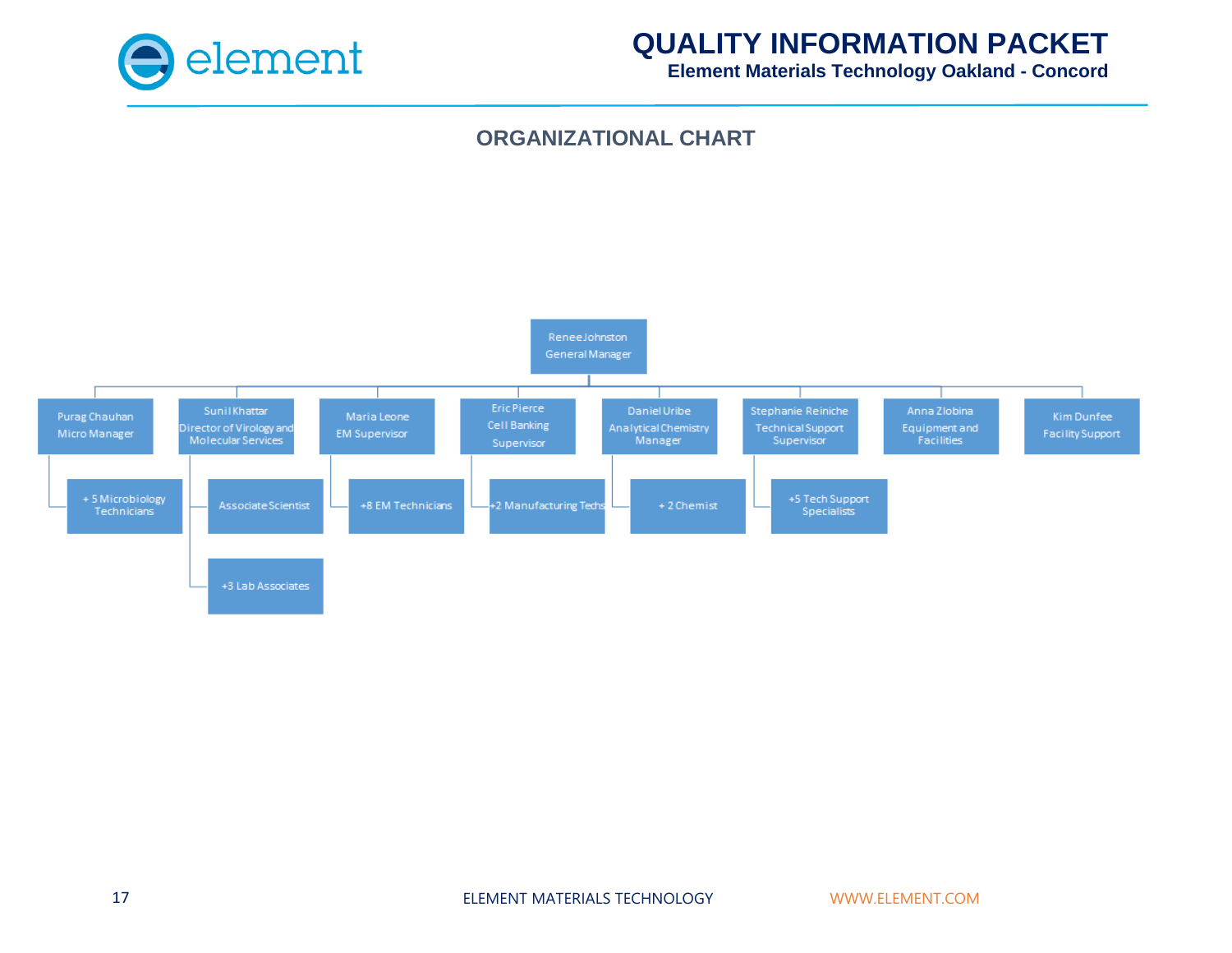## ORGANIZATIONAL CHART

- Renee Johnston – General Manager
  - Purag Chauhan – Micro Manager
    - + 5 Microbiology Technicians
  - Sunil Khattar – Director of Virology and Molecular Services
    - Associate Scientist
    - +3 Lab Associates
  - Maria Leone – EM Supervisor
    - +8 EM Technicians
  - Eric Pierce – Cell Banking Supervisor
    - +2 Manufacturing Techs
  - Daniel Uribe – Analytical Chemistry Manager
    - + 2 Chemist
  - Stephanie Reiniche – Technical Support Supervisor
    - +5 Tech Support Specialists
  - Anna Zlobina – Equipment and Facilities
  - Kim Dunfee – Facility Support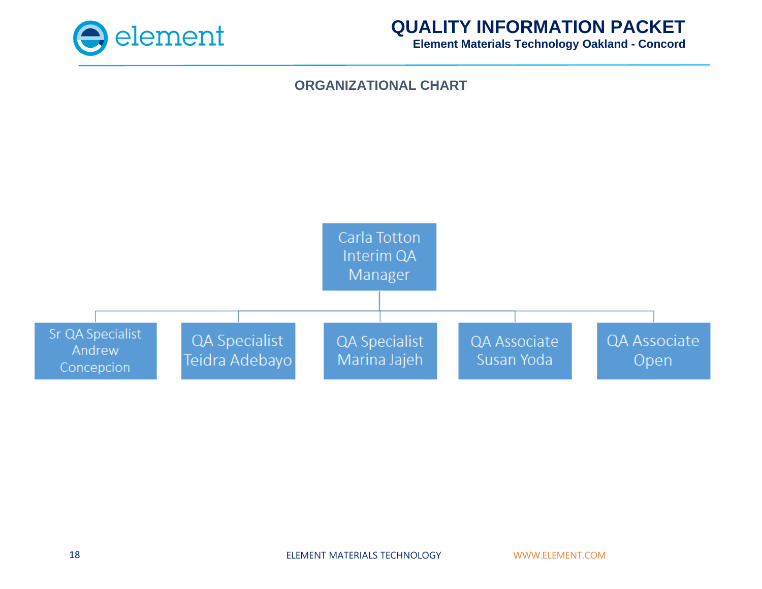## ORGANIZATIONAL CHART

**Carla Totton**
Interim QA Manager

- Sr QA Specialist
  Andrew Concepcion
- QA Specialist
  Teidra Adebayo
- QA Specialist
  Marina Jajeh
- QA Associate
  Susan Yoda
- QA Associate
  Open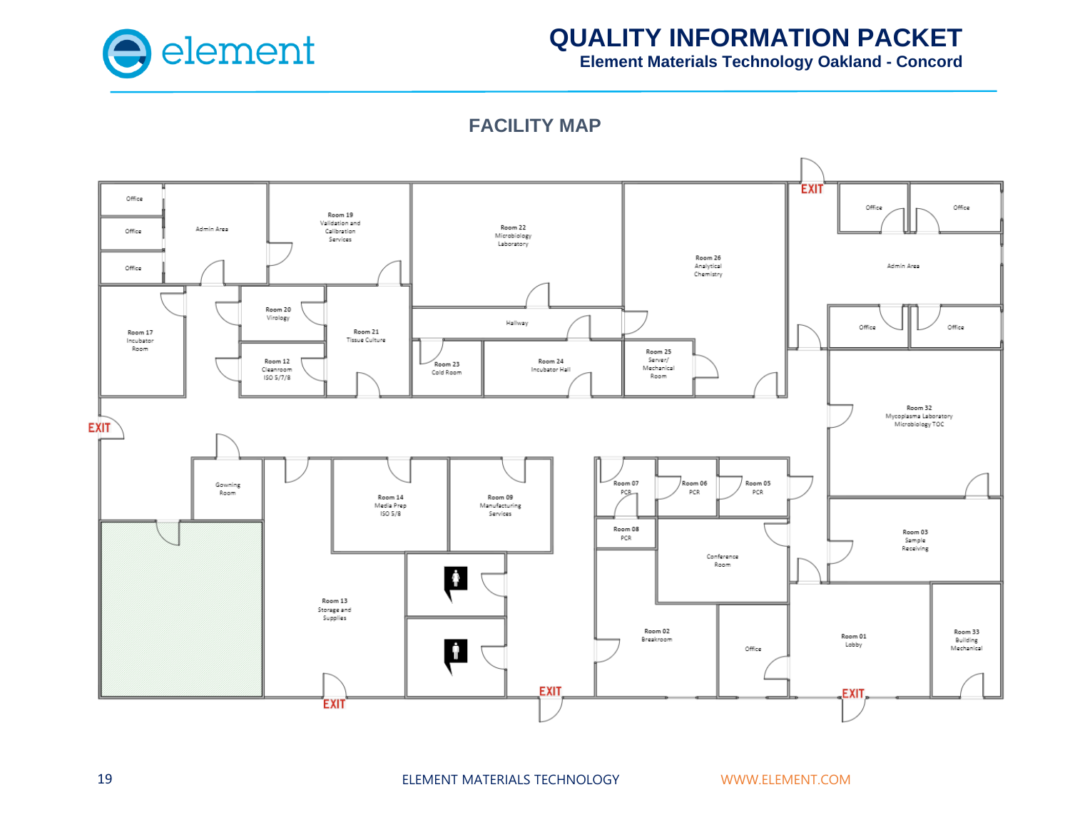## FACILITY MAP

Office

Office

Office

Admin Area

Room 19
Validation and
Calibration
Services

Room 22
Microbiology
Laboratory

Room 26
Analytical
Chemistry

EXIT

Office

Office

Admin Area

Room 17
Incubator
Room

Room 20
Virology

Room 12
Cleanroom
ISO 5/7/8

Room 21
Tissue Culture

Hallway

Room 23
Cold Room

Room 24
Incubator Hall

Room 25
Server/
Mechanical
Room

Office

Office

Room 32
Mycoplasma Laboratory
Microbiology TOC

EXIT

Gowning
Room

Room 14
Media Prep
ISO 5/8

Room 09
Manufacturing
Services

Room 07
PCR

Room 06
PCR

Room 05
PCR

Room 08
PCR

Conference
Room

Room 03
Sample
Receiving

Room 13
Storage and
Supplies

Room 02
Breakroom

Office

Room 01
Lobby

Room 33
Building
Mechanical

EXIT

EXIT

EXIT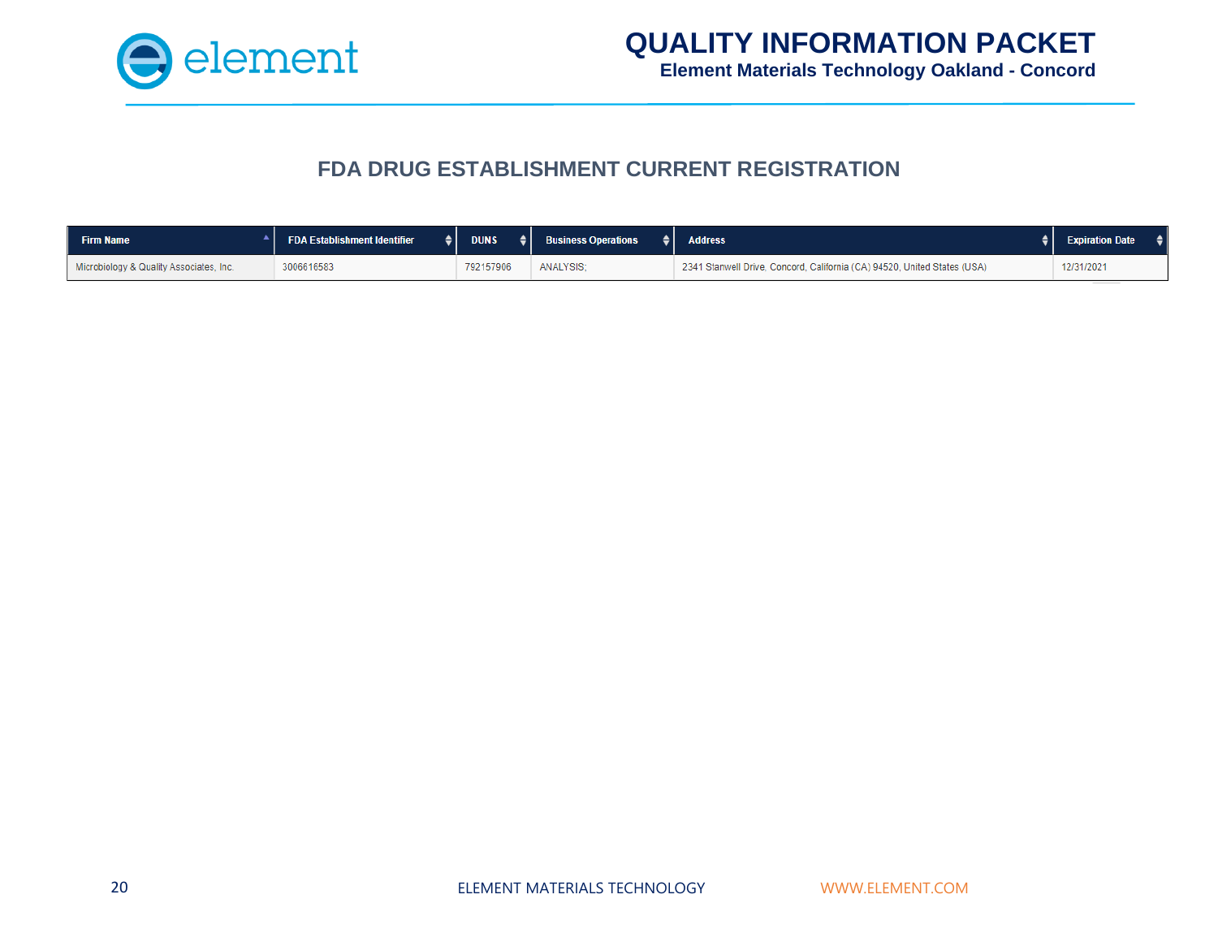## FDA DRUG ESTABLISHMENT CURRENT REGISTRATION

| Firm Name | FDA Establishment Identifier | DUNS | Business Operations | Address | Expiration Date |
|---|---|---|---|---|---|
| Microbiology & Quality Associates, Inc. | 3006616583 | 792157906 | ANALYSIS; | 2341 Stanwell Drive, Concord, California (CA) 94520, United States (USA) | 12/31/2021 |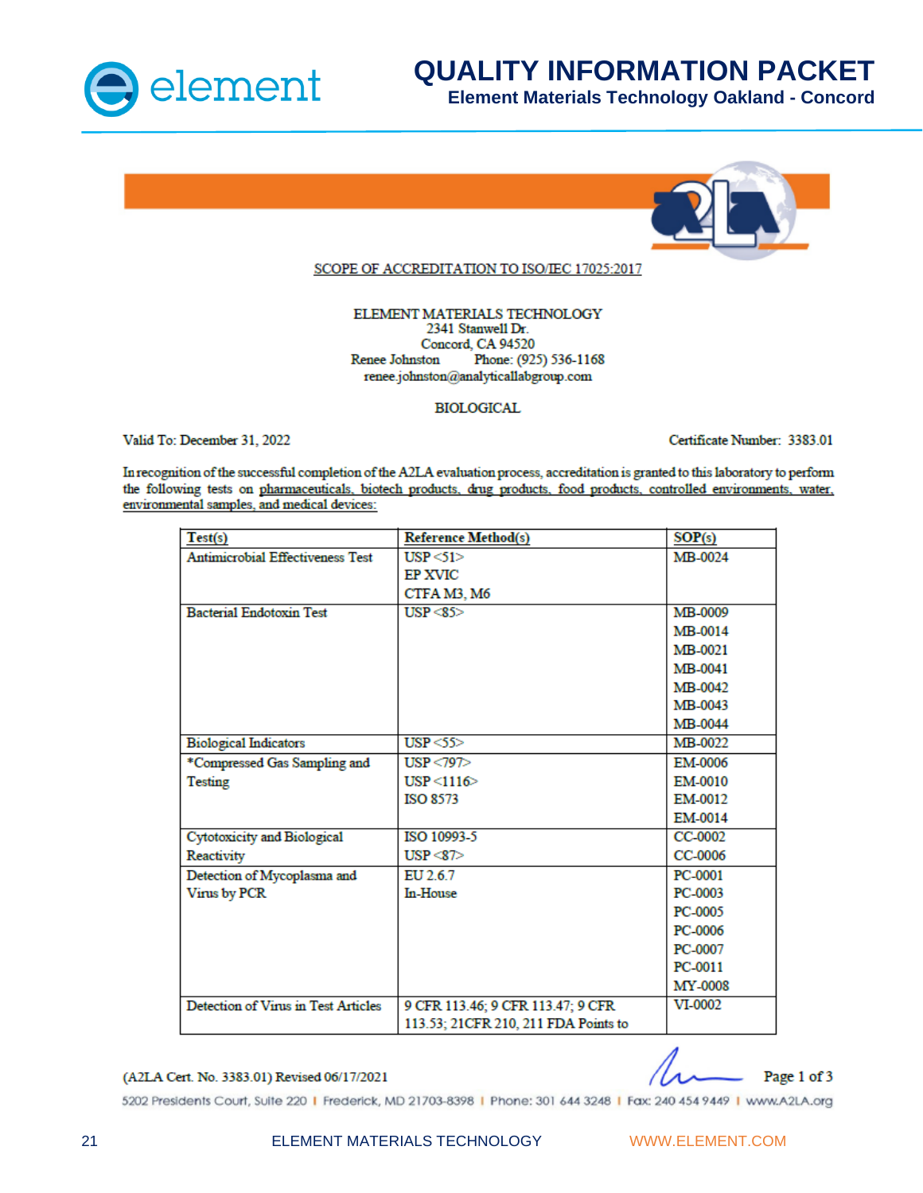# QUALITY INFORMATION PACKET

**Element Materials Technology Oakland - Concord**

SCOPE OF ACCREDITATION TO ISO/IEC 17025:2017

ELEMENT MATERIALS TECHNOLOGY
2341 Stanwell Dr.
Concord, CA 94520
Renee Johnston Phone: (925) 536-1168
renee.johnston@analyticallabgroup.com

BIOLOGICAL

Valid To: December 31, 2022

Certificate Number: 3383.01

In recognition of the successful completion of the A2LA evaluation process, accreditation is granted to this laboratory to perform the following tests on pharmaceuticals, biotech products, drug products, food products, controlled environments, water, environmental samples, and medical devices:

| Test(s) | Reference Method(s) | SOP(s) |
|---|---|---|
| Antimicrobial Effectiveness Test | USP <51><br>EP XVIC<br>CTFA M3, M6 | MB-0024 |
| Bacterial Endotoxin Test | USP <85> | MB-0009<br>MB-0014<br>MB-0021<br>MB-0041<br>MB-0042<br>MB-0043<br>MB-0044 |
| Biological Indicators | USP <55> | MB-0022 |
| *Compressed Gas Sampling and Testing | USP <797><br>USP <1116><br>ISO 8573 | EM-0006<br>EM-0010<br>EM-0012<br>EM-0014 |
| Cytotoxicity and Biological Reactivity | ISO 10993-5<br>USP <87> | CC-0002<br>CC-0006 |
| Detection of Mycoplasma and Virus by PCR | EU 2.6.7<br>In-House | PC-0001<br>PC-0003<br>PC-0005<br>PC-0006<br>PC-0007<br>PC-0011<br>MY-0008 |
| Detection of Virus in Test Articles | 9 CFR 113.46; 9 CFR 113.47; 9 CFR 113.53; 21CFR 210, 211 FDA Points to | VI-0002 |

(A2LA Cert. No. 3383.01) Revised 06/17/2021

5202 Presidents Court, Suite 220 | Frederick, MD 21703-8398 | Phone: 301 644 3248 | Fax: 240 454 9449 | www.A2LA.org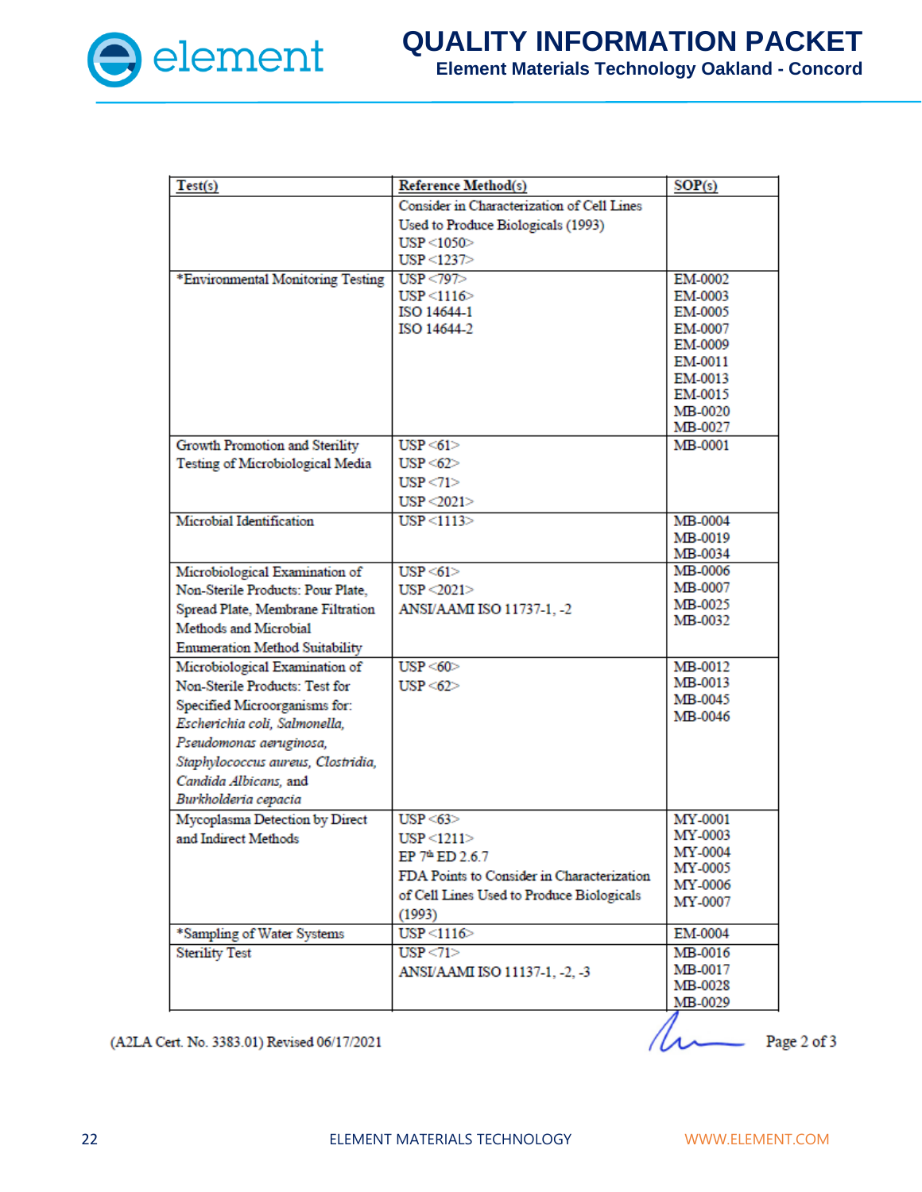| Test(s) | Reference Method(s) | SOP(s) |
|---|---|---|
| | Consider in Characterization of Cell Lines Used to Produce Biologicals (1993)<br>USP <1050><br>USP <1237> | |
| *Environmental Monitoring Testing | USP <797><br>USP <1116><br>ISO 14644-1<br>ISO 14644-2 | EM-0002<br>EM-0003<br>EM-0005<br>EM-0007<br>EM-0009<br>EM-0011<br>EM-0013<br>EM-0015<br>MB-0020<br>MB-0027 |
| Growth Promotion and Sterility Testing of Microbiological Media | USP <61><br>USP <62><br>USP <71><br>USP <2021> | MB-0001 |
| Microbial Identification | USP <1113> | MB-0004<br>MB-0019<br>MB-0034 |
| Microbiological Examination of Non-Sterile Products: Pour Plate, Spread Plate, Membrane Filtration Methods and Microbial Enumeration Method Suitability | USP <61><br>USP <2021><br>ANSI/AAMI ISO 11737-1, -2 | MB-0006<br>MB-0007<br>MB-0025<br>MB-0032 |
| Microbiological Examination of Non-Sterile Products: Test for Specified Microorganisms for: *Escherichia coli, Salmonella, Pseudomonas aeruginosa, Staphylococcus aureus, Clostridia, Candida Albicans,* and *Burkholderia cepacia* | USP <60><br>USP <62> | MB-0012<br>MB-0013<br>MB-0045<br>MB-0046 |
| Mycoplasma Detection by Direct and Indirect Methods | USP <63><br>USP <1211><br>EP 7th ED 2.6.7<br>FDA Points to Consider in Characterization of Cell Lines Used to Produce Biologicals (1993) | MY-0001<br>MY-0003<br>MY-0004<br>MY-0005<br>MY-0006<br>MY-0007 |
| *Sampling of Water Systems | USP <1116> | EM-0004 |
| Sterility Test | USP <71><br>ANSI/AAMI ISO 11137-1, -2, -3 | MB-0016<br>MB-0017<br>MB-0028<br>MB-0029 |

(A2LA Cert. No. 3383.01) Revised 06/17/2021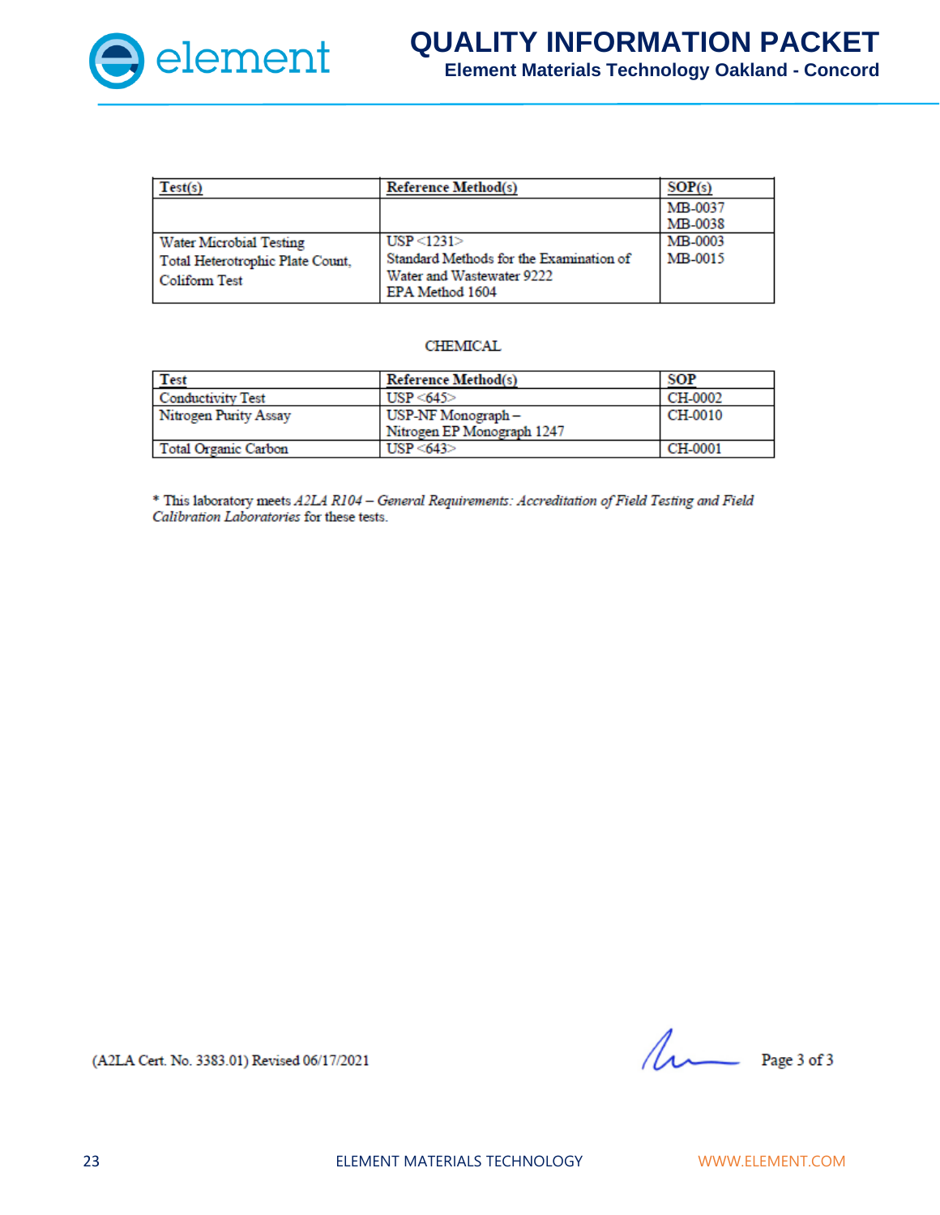| Test(s) | Reference Method(s) | SOP(s) |
|---|---|---|
| | | MB-0037<br>MB-0038 |
| Water Microbial Testing<br>Total Heterotrophic Plate Count,<br>Coliform Test | USP <1231><br>Standard Methods for the Examination of Water and Wastewater 9222<br>EPA Method 1604 | MB-0003<br>MB-0015 |

CHEMICAL

| Test | Reference Method(s) | SOP |
|---|---|---|
| Conductivity Test | USP <645> | CH-0002 |
| Nitrogen Purity Assay | USP-NF Monograph –<br>Nitrogen EP Monograph 1247 | CH-0010 |
| Total Organic Carbon | USP <643> | CH-0001 |

* This laboratory meets *A2LA R104 – General Requirements: Accreditation of Field Testing and Field Calibration Laboratories* for these tests.

(A2LA Cert. No. 3383.01) Revised 06/17/2021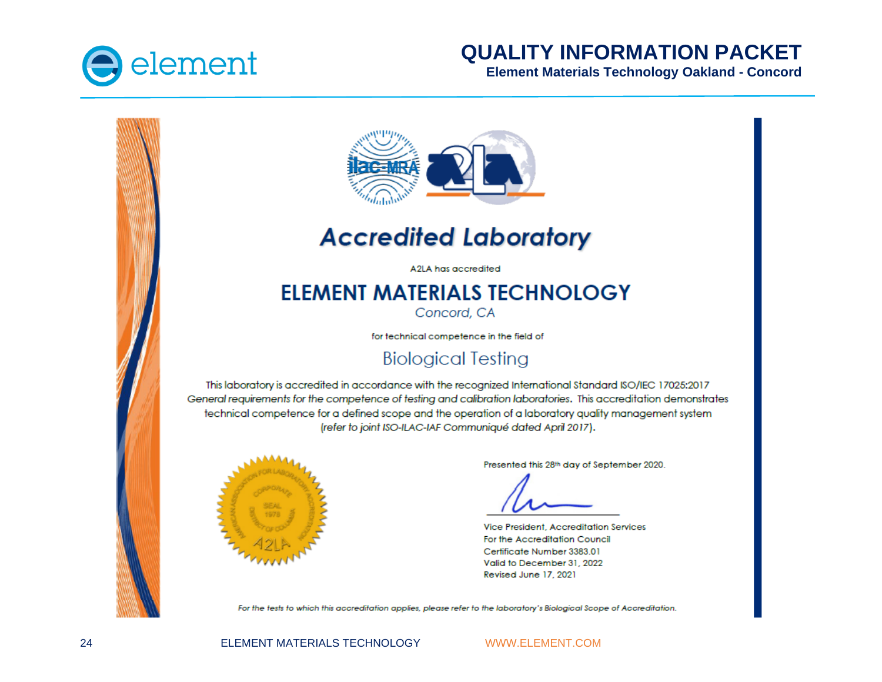# Accredited Laboratory

A2LA has accredited

## ELEMENT MATERIALS TECHNOLOGY

*Concord, CA*

for technical competence in the field of

### Biological Testing

This laboratory is accredited in accordance with the recognized International Standard ISO/IEC 17025:2017 *General requirements for the competence of testing and calibration laboratories*. This accreditation demonstrates technical competence for a defined scope and the operation of a laboratory quality management system *(refer to joint ISO-ILAC-IAF Communiqué dated April 2017)*.

AMERICAN ASSOCIATION FOR LABORATORY ACCREDITATION
CORPORATE SEAL 1978
DISTRICT OF COLUMBIA
A2LA

Presented this 28th day of September 2020.

Vice President, Accreditation Services
For the Accreditation Council
Certificate Number 3383.01
Valid to December 31, 2022
Revised June 17, 2021

*For the tests to which this accreditation applies, please refer to the laboratory's Biological Scope of Accreditation.*